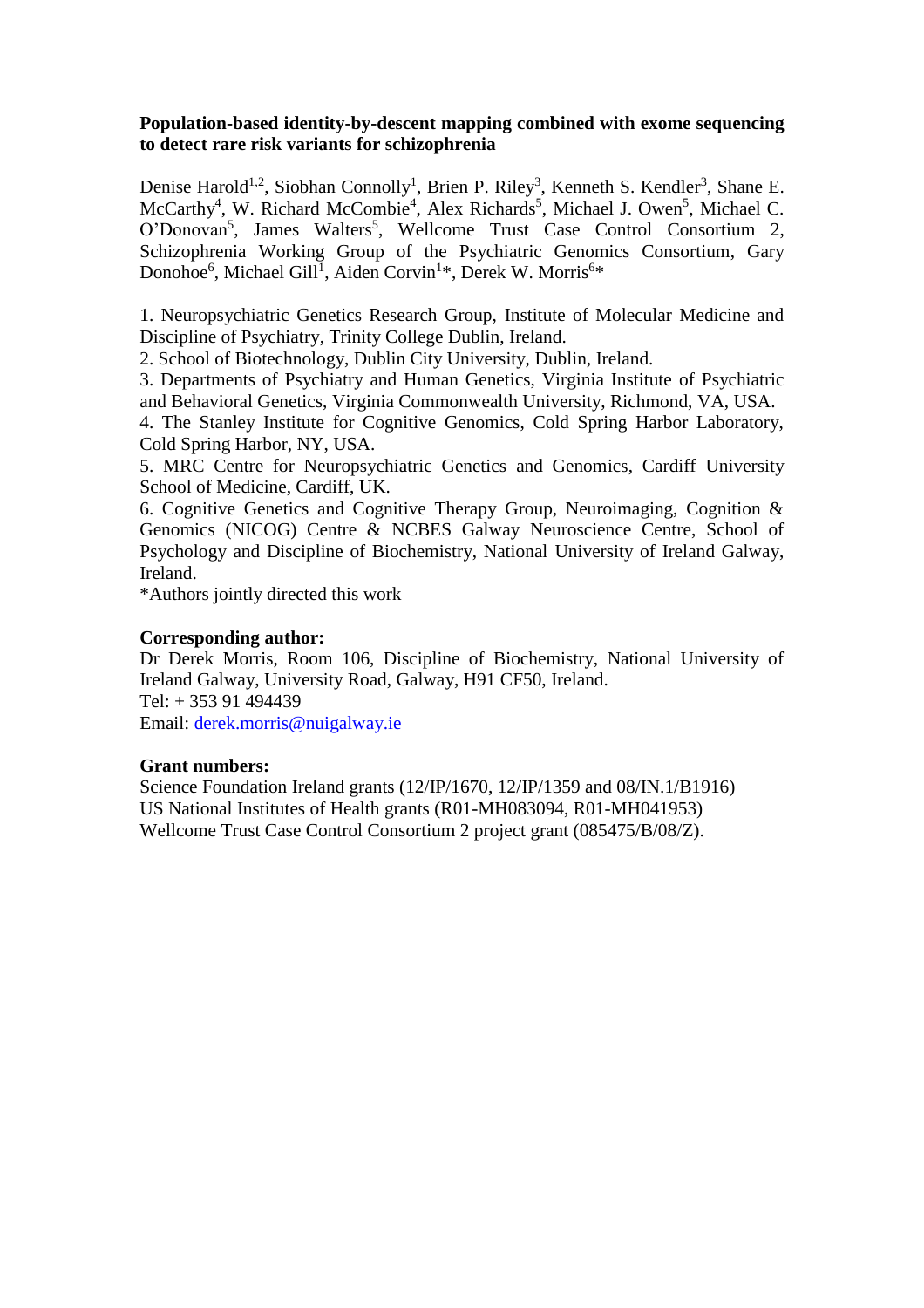**Population-based identity-by-descent mapping combined with exome sequencing to detect rare risk variants for schizophrenia**

Denise Harold[1,2], Siobhan Connolly[1], Brien P. Riley[3], Kenneth S. Kendler[3], Shane E. McCarthy[4], W. Richard McCombie[4], Alex Richards[5], Michael J. Owen[5], Michael C. O'Donovan[5], James Walters[5], Wellcome Trust Case Control Consortium 2, Schizophrenia Working Group of the Psychiatric Genomics Consortium, Gary Donohoe[6], Michael Gill[1], Aiden Corvin[1]*, Derek W. Morris[6]*

1. Neuropsychiatric Genetics Research Group, Institute of Molecular Medicine and Discipline of Psychiatry, Trinity College Dublin, Ireland.
2. School of Biotechnology, Dublin City University, Dublin, Ireland.
3. Departments of Psychiatry and Human Genetics, Virginia Institute of Psychiatric and Behavioral Genetics, Virginia Commonwealth University, Richmond, VA, USA.
4. The Stanley Institute for Cognitive Genomics, Cold Spring Harbor Laboratory, Cold Spring Harbor, NY, USA.
5. MRC Centre for Neuropsychiatric Genetics and Genomics, Cardiff University School of Medicine, Cardiff, UK.
6. Cognitive Genetics and Cognitive Therapy Group, Neuroimaging, Cognition & Genomics (NICOG) Centre & NCBES Galway Neuroscience Centre, School of Psychology and Discipline of Biochemistry, National University of Ireland Galway, Ireland.

*Authors jointly directed this work

**Corresponding author:**

Dr Derek Morris, Room 106, Discipline of Biochemistry, National University of Ireland Galway, University Road, Galway, H91 CF50, Ireland.
Tel: + 353 91 494439
Email: derek.morris@nuigalway.ie

**Grant numbers:**

Science Foundation Ireland grants (12/IP/1670, 12/IP/1359 and 08/IN.1/B1916)
US National Institutes of Health grants (R01-MH083094, R01-MH041953)
Wellcome Trust Case Control Consortium 2 project grant (085475/B/08/Z).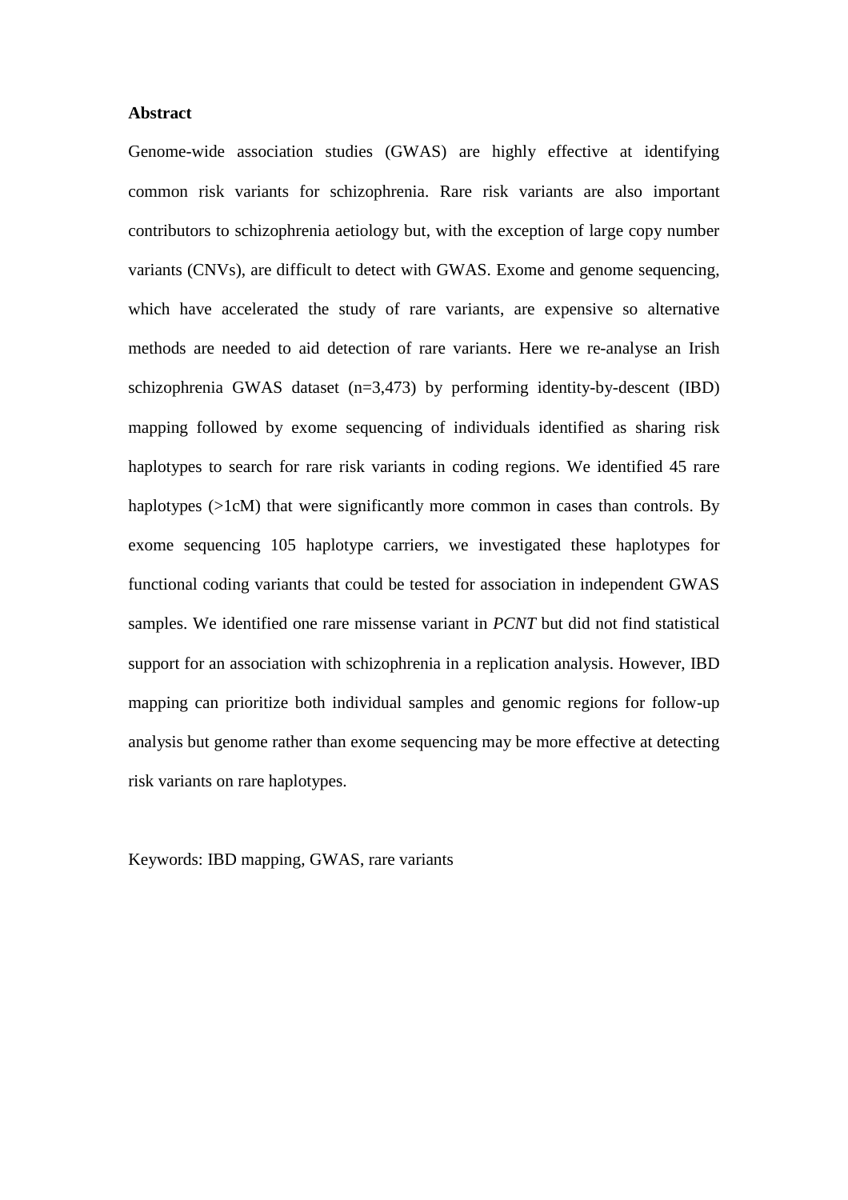## Abstract

Genome-wide association studies (GWAS) are highly effective at identifying common risk variants for schizophrenia. Rare risk variants are also important contributors to schizophrenia aetiology but, with the exception of large copy number variants (CNVs), are difficult to detect with GWAS. Exome and genome sequencing, which have accelerated the study of rare variants, are expensive so alternative methods are needed to aid detection of rare variants. Here we re-analyse an Irish schizophrenia GWAS dataset (n=3,473) by performing identity-by-descent (IBD) mapping followed by exome sequencing of individuals identified as sharing risk haplotypes to search for rare risk variants in coding regions. We identified 45 rare haplotypes (>1cM) that were significantly more common in cases than controls. By exome sequencing 105 haplotype carriers, we investigated these haplotypes for functional coding variants that could be tested for association in independent GWAS samples. We identified one rare missense variant in *PCNT* but did not find statistical support for an association with schizophrenia in a replication analysis. However, IBD mapping can prioritize both individual samples and genomic regions for follow-up analysis but genome rather than exome sequencing may be more effective at detecting risk variants on rare haplotypes.

Keywords: IBD mapping, GWAS, rare variants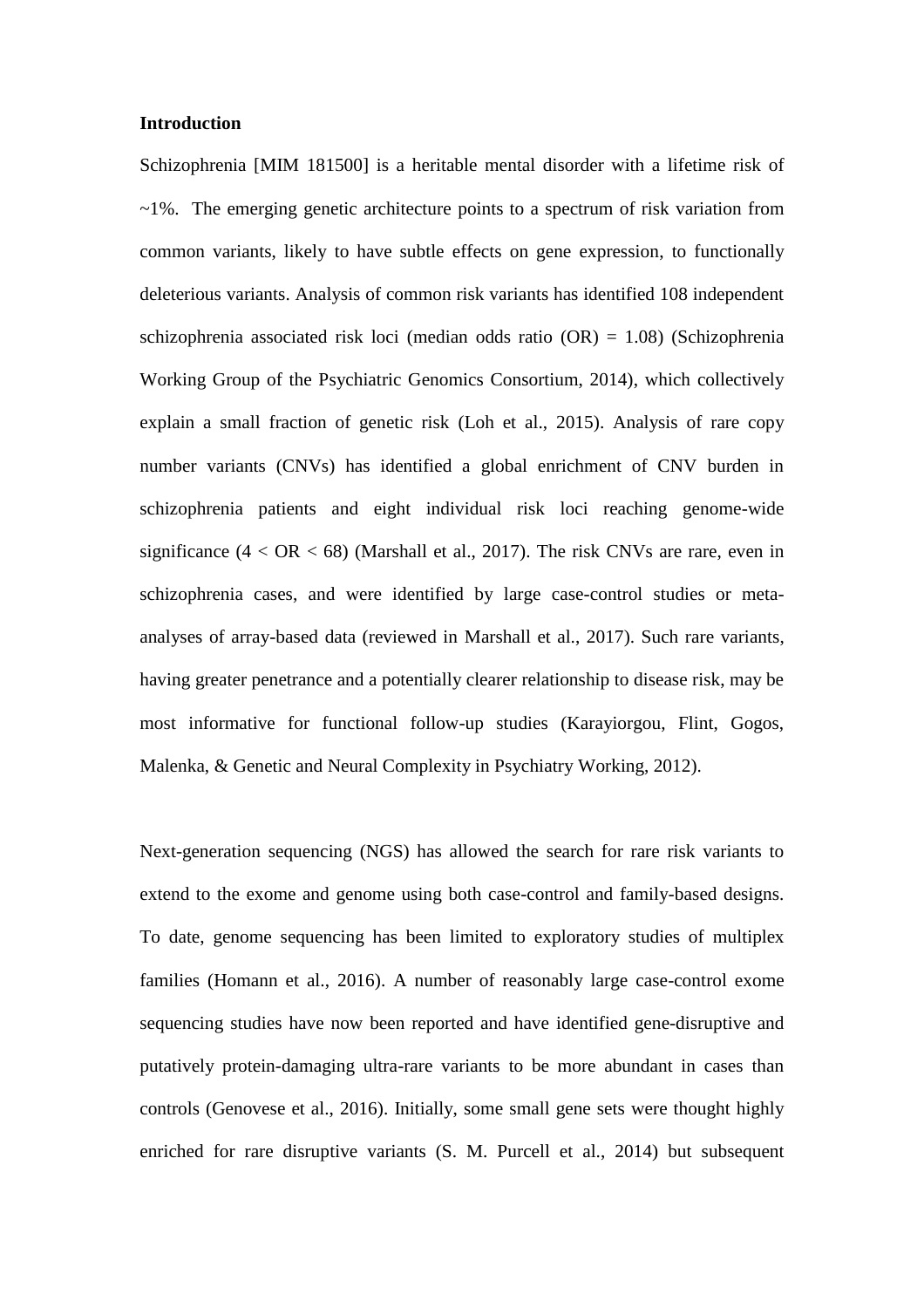**Introduction**

Schizophrenia [MIM 181500] is a heritable mental disorder with a lifetime risk of ~1%. The emerging genetic architecture points to a spectrum of risk variation from common variants, likely to have subtle effects on gene expression, to functionally deleterious variants. Analysis of common risk variants has identified 108 independent schizophrenia associated risk loci (median odds ratio (OR) = 1.08) (Schizophrenia Working Group of the Psychiatric Genomics Consortium, 2014), which collectively explain a small fraction of genetic risk (Loh et al., 2015). Analysis of rare copy number variants (CNVs) has identified a global enrichment of CNV burden in schizophrenia patients and eight individual risk loci reaching genome-wide significance ($4 < OR < 68$) (Marshall et al., 2017). The risk CNVs are rare, even in schizophrenia cases, and were identified by large case-control studies or meta-analyses of array-based data (reviewed in Marshall et al., 2017). Such rare variants, having greater penetrance and a potentially clearer relationship to disease risk, may be most informative for functional follow-up studies (Karayiorgou, Flint, Gogos, Malenka, & Genetic and Neural Complexity in Psychiatry Working, 2012).

Next-generation sequencing (NGS) has allowed the search for rare risk variants to extend to the exome and genome using both case-control and family-based designs. To date, genome sequencing has been limited to exploratory studies of multiplex families (Homann et al., 2016). A number of reasonably large case-control exome sequencing studies have now been reported and have identified gene-disruptive and putatively protein-damaging ultra-rare variants to be more abundant in cases than controls (Genovese et al., 2016). Initially, some small gene sets were thought highly enriched for rare disruptive variants (S. M. Purcell et al., 2014) but subsequent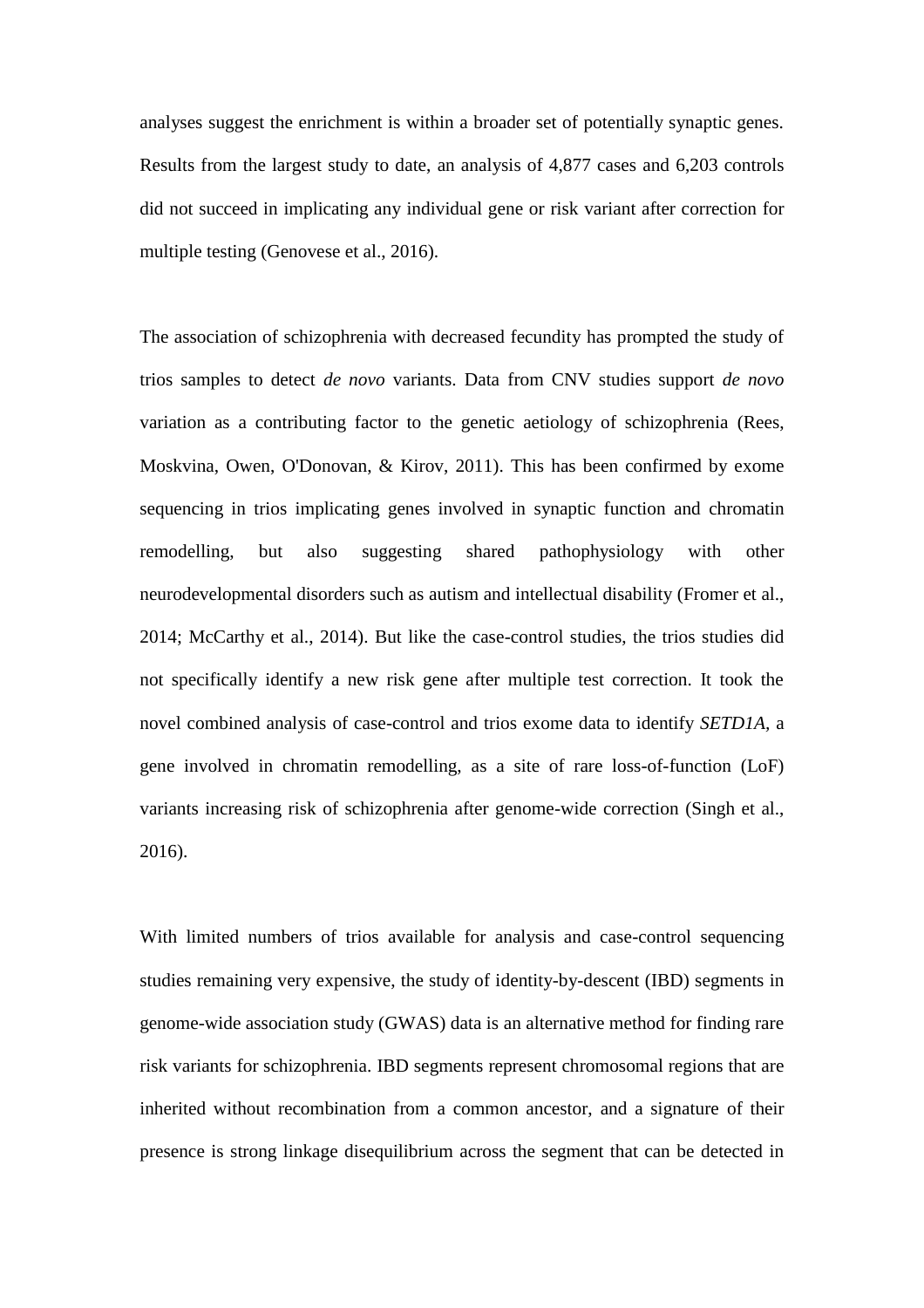analyses suggest the enrichment is within a broader set of potentially synaptic genes. Results from the largest study to date, an analysis of 4,877 cases and 6,203 controls did not succeed in implicating any individual gene or risk variant after correction for multiple testing (Genovese et al., 2016).

The association of schizophrenia with decreased fecundity has prompted the study of trios samples to detect *de novo* variants. Data from CNV studies support *de novo* variation as a contributing factor to the genetic aetiology of schizophrenia (Rees, Moskvina, Owen, O'Donovan, & Kirov, 2011). This has been confirmed by exome sequencing in trios implicating genes involved in synaptic function and chromatin remodelling, but also suggesting shared pathophysiology with other neurodevelopmental disorders such as autism and intellectual disability (Fromer et al., 2014; McCarthy et al., 2014). But like the case-control studies, the trios studies did not specifically identify a new risk gene after multiple test correction. It took the novel combined analysis of case-control and trios exome data to identify *SETD1A*, a gene involved in chromatin remodelling, as a site of rare loss-of-function (LoF) variants increasing risk of schizophrenia after genome-wide correction (Singh et al., 2016).

With limited numbers of trios available for analysis and case-control sequencing studies remaining very expensive, the study of identity-by-descent (IBD) segments in genome-wide association study (GWAS) data is an alternative method for finding rare risk variants for schizophrenia. IBD segments represent chromosomal regions that are inherited without recombination from a common ancestor, and a signature of their presence is strong linkage disequilibrium across the segment that can be detected in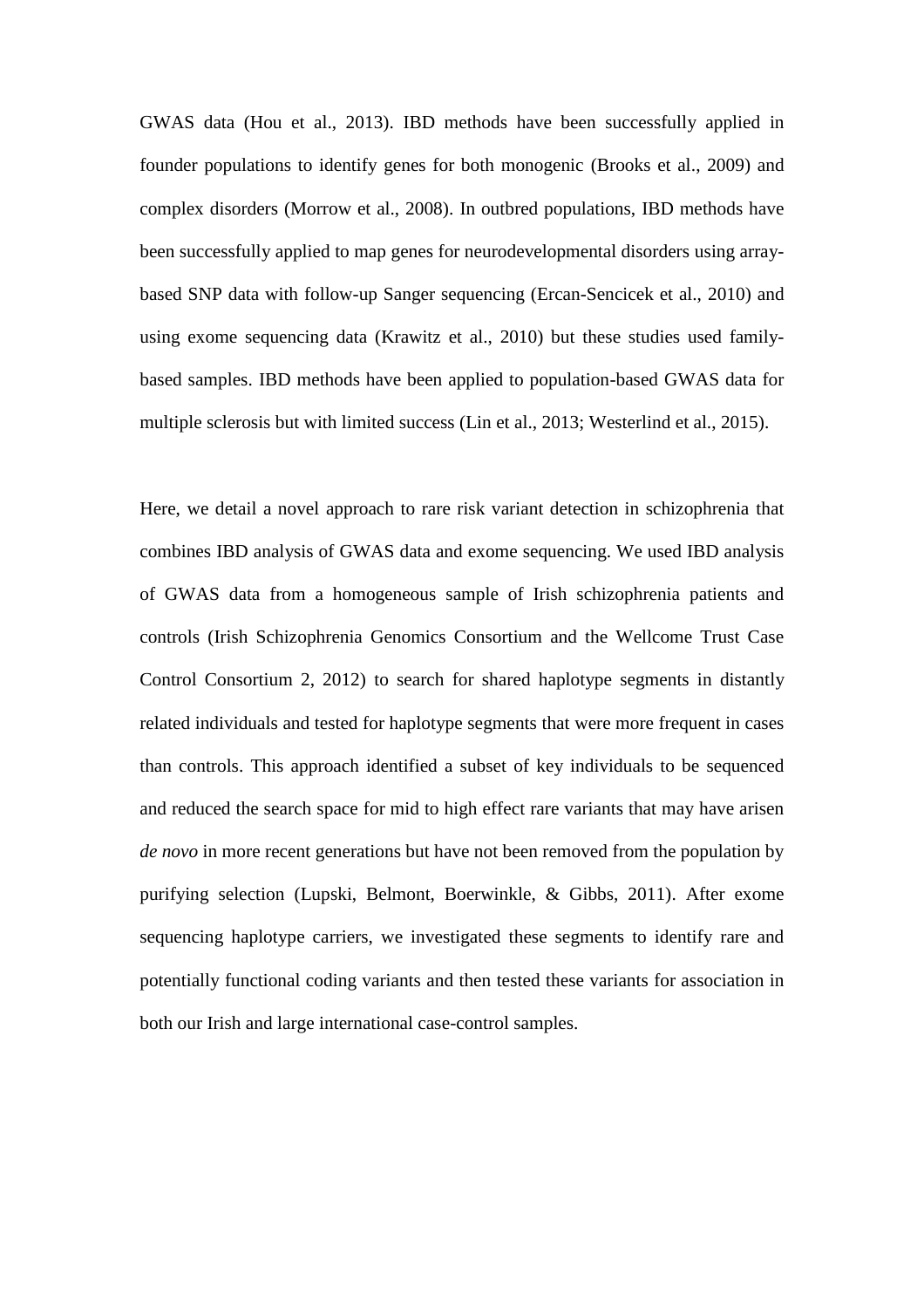GWAS data (Hou et al., 2013). IBD methods have been successfully applied in founder populations to identify genes for both monogenic (Brooks et al., 2009) and complex disorders (Morrow et al., 2008). In outbred populations, IBD methods have been successfully applied to map genes for neurodevelopmental disorders using array-based SNP data with follow-up Sanger sequencing (Ercan-Sencicek et al., 2010) and using exome sequencing data (Krawitz et al., 2010) but these studies used family-based samples. IBD methods have been applied to population-based GWAS data for multiple sclerosis but with limited success (Lin et al., 2013; Westerlind et al., 2015).

Here, we detail a novel approach to rare risk variant detection in schizophrenia that combines IBD analysis of GWAS data and exome sequencing. We used IBD analysis of GWAS data from a homogeneous sample of Irish schizophrenia patients and controls (Irish Schizophrenia Genomics Consortium and the Wellcome Trust Case Control Consortium 2, 2012) to search for shared haplotype segments in distantly related individuals and tested for haplotype segments that were more frequent in cases than controls. This approach identified a subset of key individuals to be sequenced and reduced the search space for mid to high effect rare variants that may have arisen *de novo* in more recent generations but have not been removed from the population by purifying selection (Lupski, Belmont, Boerwinkle, & Gibbs, 2011). After exome sequencing haplotype carriers, we investigated these segments to identify rare and potentially functional coding variants and then tested these variants for association in both our Irish and large international case-control samples.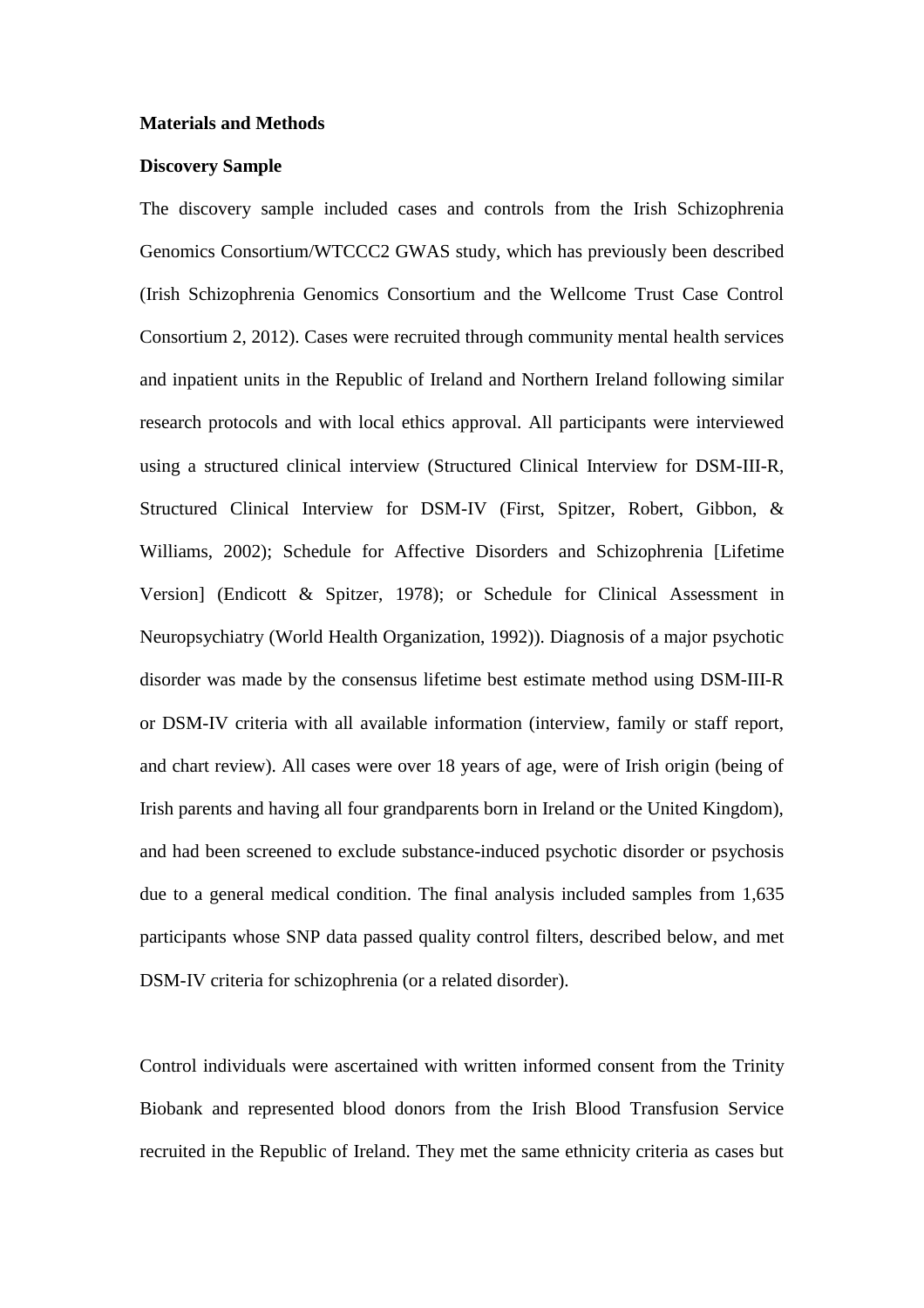**Materials and Methods**

**Discovery Sample**

The discovery sample included cases and controls from the Irish Schizophrenia Genomics Consortium/WTCCC2 GWAS study, which has previously been described (Irish Schizophrenia Genomics Consortium and the Wellcome Trust Case Control Consortium 2, 2012). Cases were recruited through community mental health services and inpatient units in the Republic of Ireland and Northern Ireland following similar research protocols and with local ethics approval. All participants were interviewed using a structured clinical interview (Structured Clinical Interview for DSM-III-R, Structured Clinical Interview for DSM-IV (First, Spitzer, Robert, Gibbon, & Williams, 2002); Schedule for Affective Disorders and Schizophrenia [Lifetime Version] (Endicott & Spitzer, 1978); or Schedule for Clinical Assessment in Neuropsychiatry (World Health Organization, 1992)). Diagnosis of a major psychotic disorder was made by the consensus lifetime best estimate method using DSM-III-R or DSM-IV criteria with all available information (interview, family or staff report, and chart review). All cases were over 18 years of age, were of Irish origin (being of Irish parents and having all four grandparents born in Ireland or the United Kingdom), and had been screened to exclude substance-induced psychotic disorder or psychosis due to a general medical condition. The final analysis included samples from 1,635 participants whose SNP data passed quality control filters, described below, and met DSM-IV criteria for schizophrenia (or a related disorder).

Control individuals were ascertained with written informed consent from the Trinity Biobank and represented blood donors from the Irish Blood Transfusion Service recruited in the Republic of Ireland. They met the same ethnicity criteria as cases but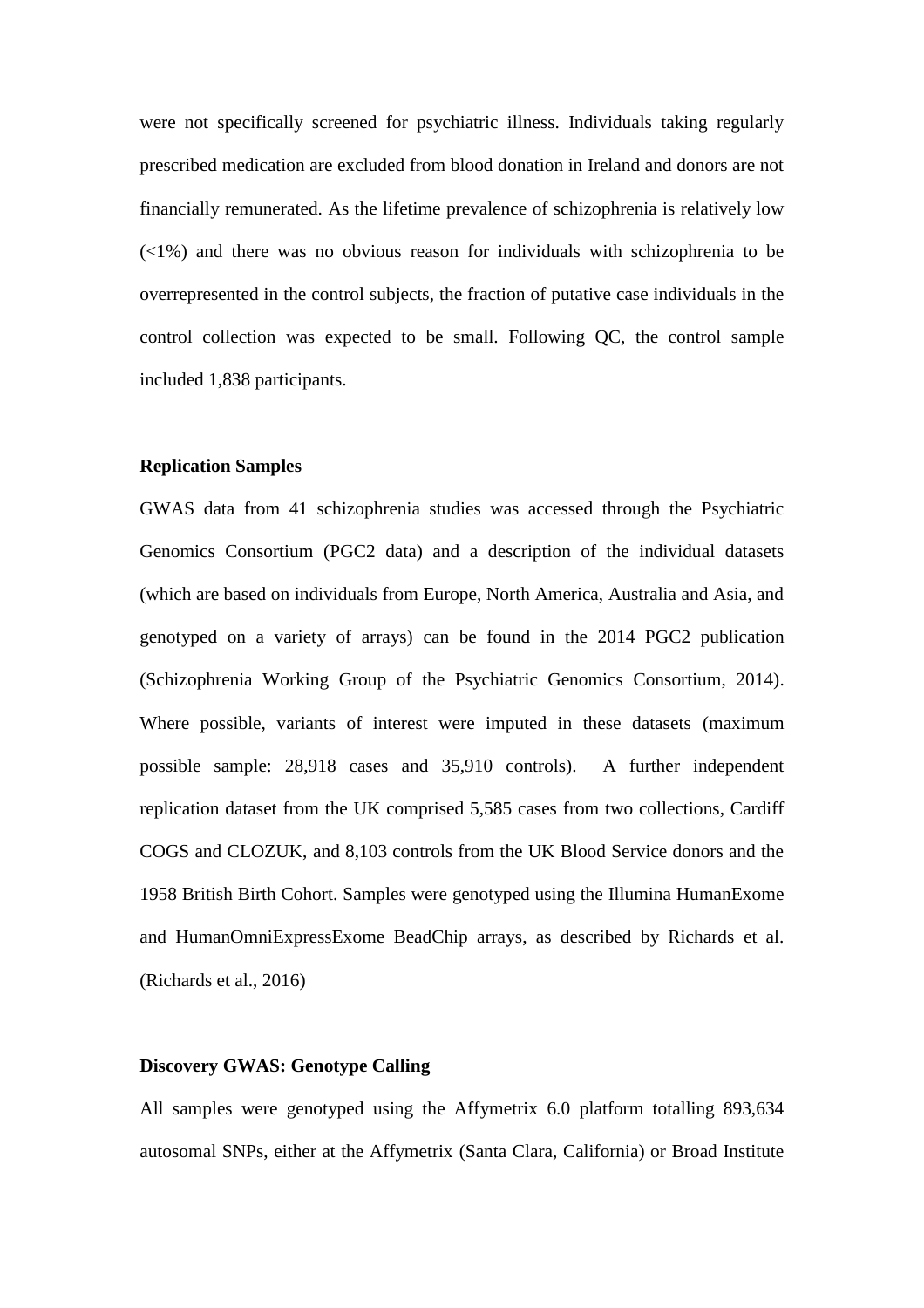were not specifically screened for psychiatric illness. Individuals taking regularly prescribed medication are excluded from blood donation in Ireland and donors are not financially remunerated. As the lifetime prevalence of schizophrenia is relatively low (<1%) and there was no obvious reason for individuals with schizophrenia to be overrepresented in the control subjects, the fraction of putative case individuals in the control collection was expected to be small. Following QC, the control sample included 1,838 participants.

**Replication Samples**

GWAS data from 41 schizophrenia studies was accessed through the Psychiatric Genomics Consortium (PGC2 data) and a description of the individual datasets (which are based on individuals from Europe, North America, Australia and Asia, and genotyped on a variety of arrays) can be found in the 2014 PGC2 publication (Schizophrenia Working Group of the Psychiatric Genomics Consortium, 2014). Where possible, variants of interest were imputed in these datasets (maximum possible sample: 28,918 cases and 35,910 controls). A further independent replication dataset from the UK comprised 5,585 cases from two collections, Cardiff COGS and CLOZUK, and 8,103 controls from the UK Blood Service donors and the 1958 British Birth Cohort. Samples were genotyped using the Illumina HumanExome and HumanOmniExpressExome BeadChip arrays, as described by Richards et al. (Richards et al., 2016)

**Discovery GWAS: Genotype Calling**

All samples were genotyped using the Affymetrix 6.0 platform totalling 893,634 autosomal SNPs, either at the Affymetrix (Santa Clara, California) or Broad Institute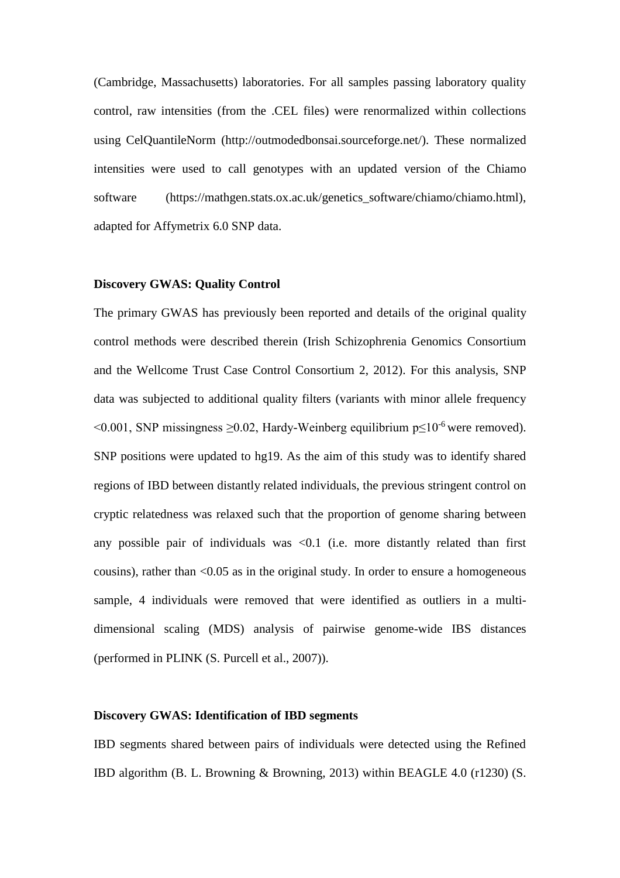(Cambridge, Massachusetts) laboratories. For all samples passing laboratory quality control, raw intensities (from the .CEL files) were renormalized within collections using CelQuantileNorm (http://outmodedbonsai.sourceforge.net/). These normalized intensities were used to call genotypes with an updated version of the Chiamo software (https://mathgen.stats.ox.ac.uk/genetics_software/chiamo/chiamo.html), adapted for Affymetrix 6.0 SNP data.

**Discovery GWAS: Quality Control**

The primary GWAS has previously been reported and details of the original quality control methods were described therein (Irish Schizophrenia Genomics Consortium and the Wellcome Trust Case Control Consortium 2, 2012). For this analysis, SNP data was subjected to additional quality filters (variants with minor allele frequency $<0.001$, SNP missingness $\geq 0.02$, Hardy-Weinberg equilibrium $p \leq 10^{-6}$ were removed). SNP positions were updated to hg19. As the aim of this study was to identify shared regions of IBD between distantly related individuals, the previous stringent control on cryptic relatedness was relaxed such that the proportion of genome sharing between any possible pair of individuals was $<0.1$ (i.e. more distantly related than first cousins), rather than $<0.05$ as in the original study. In order to ensure a homogeneous sample, 4 individuals were removed that were identified as outliers in a multi-dimensional scaling (MDS) analysis of pairwise genome-wide IBS distances (performed in PLINK (S. Purcell et al., 2007)).

**Discovery GWAS: Identification of IBD segments**

IBD segments shared between pairs of individuals were detected using the Refined IBD algorithm (B. L. Browning & Browning, 2013) within BEAGLE 4.0 (r1230) (S.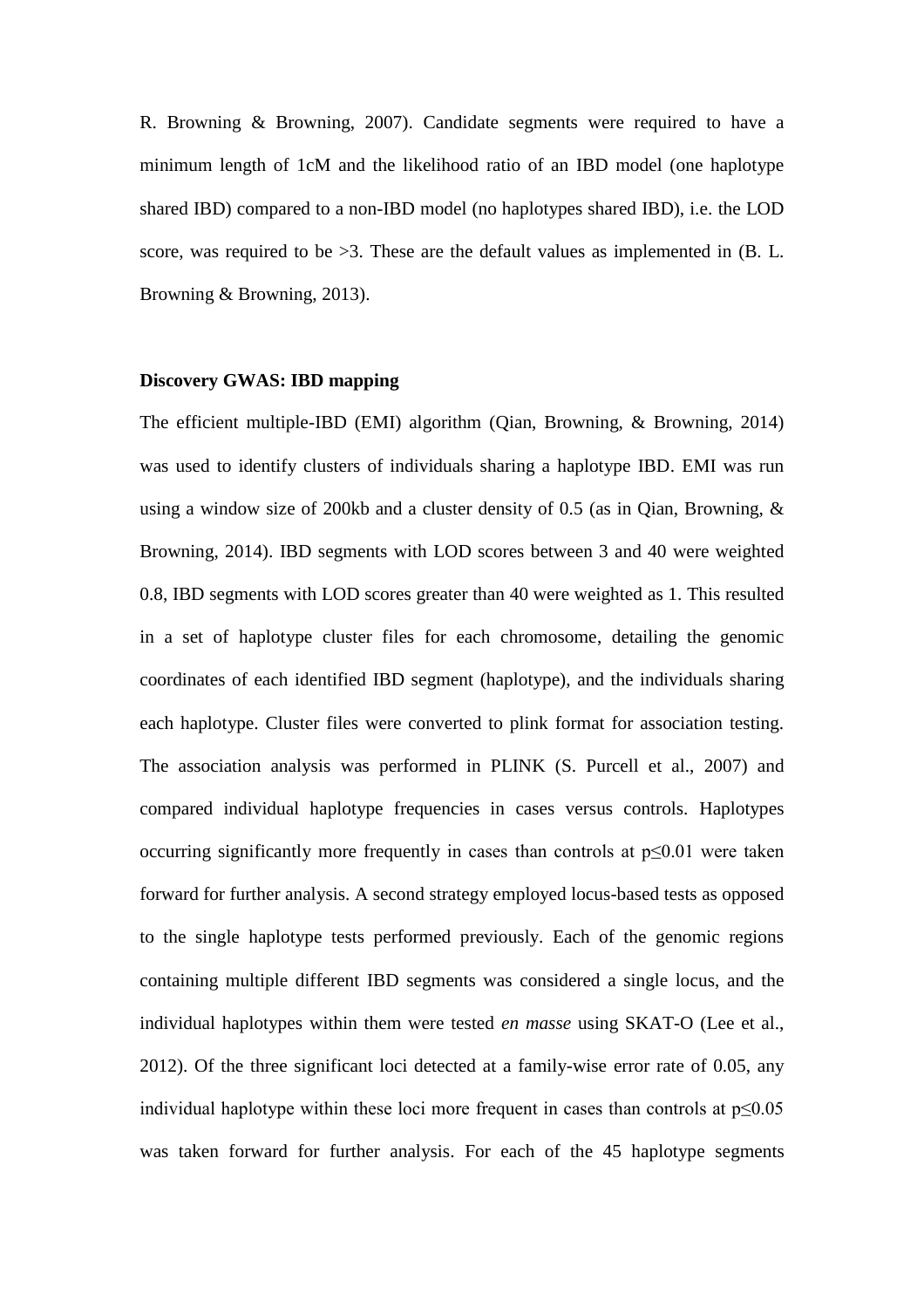R. Browning & Browning, 2007). Candidate segments were required to have a minimum length of 1cM and the likelihood ratio of an IBD model (one haplotype shared IBD) compared to a non-IBD model (no haplotypes shared IBD), i.e. the LOD score, was required to be >3. These are the default values as implemented in (B. L. Browning & Browning, 2013).

**Discovery GWAS: IBD mapping**

The efficient multiple-IBD (EMI) algorithm (Qian, Browning, & Browning, 2014) was used to identify clusters of individuals sharing a haplotype IBD. EMI was run using a window size of 200kb and a cluster density of 0.5 (as in Qian, Browning, & Browning, 2014). IBD segments with LOD scores between 3 and 40 were weighted 0.8, IBD segments with LOD scores greater than 40 were weighted as 1. This resulted in a set of haplotype cluster files for each chromosome, detailing the genomic coordinates of each identified IBD segment (haplotype), and the individuals sharing each haplotype. Cluster files were converted to plink format for association testing. The association analysis was performed in PLINK (S. Purcell et al., 2007) and compared individual haplotype frequencies in cases versus controls. Haplotypes occurring significantly more frequently in cases than controls at $p \leq 0.01$ were taken forward for further analysis. A second strategy employed locus-based tests as opposed to the single haplotype tests performed previously. Each of the genomic regions containing multiple different IBD segments was considered a single locus, and the individual haplotypes within them were tested *en masse* using SKAT-O (Lee et al., 2012). Of the three significant loci detected at a family-wise error rate of 0.05, any individual haplotype within these loci more frequent in cases than controls at $p \leq 0.05$ was taken forward for further analysis. For each of the 45 haplotype segments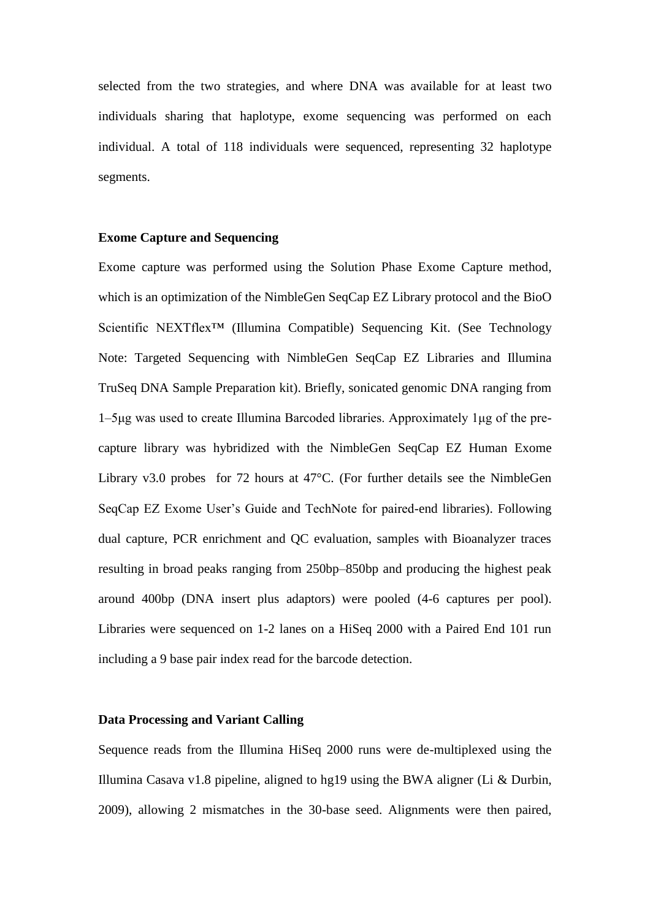selected from the two strategies, and where DNA was available for at least two individuals sharing that haplotype, exome sequencing was performed on each individual. A total of 118 individuals were sequenced, representing 32 haplotype segments.

**Exome Capture and Sequencing**

Exome capture was performed using the Solution Phase Exome Capture method, which is an optimization of the NimbleGen SeqCap EZ Library protocol and the BioO Scientific NEXTflex™ (Illumina Compatible) Sequencing Kit. (See Technology Note: Targeted Sequencing with NimbleGen SeqCap EZ Libraries and Illumina TruSeq DNA Sample Preparation kit). Briefly, sonicated genomic DNA ranging from 1–5μg was used to create Illumina Barcoded libraries. Approximately 1μg of the pre-capture library was hybridized with the NimbleGen SeqCap EZ Human Exome Library v3.0 probes for 72 hours at 47°C. (For further details see the NimbleGen SeqCap EZ Exome User's Guide and TechNote for paired-end libraries). Following dual capture, PCR enrichment and QC evaluation, samples with Bioanalyzer traces resulting in broad peaks ranging from 250bp–850bp and producing the highest peak around 400bp (DNA insert plus adaptors) were pooled (4-6 captures per pool). Libraries were sequenced on 1-2 lanes on a HiSeq 2000 with a Paired End 101 run including a 9 base pair index read for the barcode detection.

**Data Processing and Variant Calling**

Sequence reads from the Illumina HiSeq 2000 runs were de-multiplexed using the Illumina Casava v1.8 pipeline, aligned to hg19 using the BWA aligner (Li & Durbin, 2009), allowing 2 mismatches in the 30-base seed. Alignments were then paired,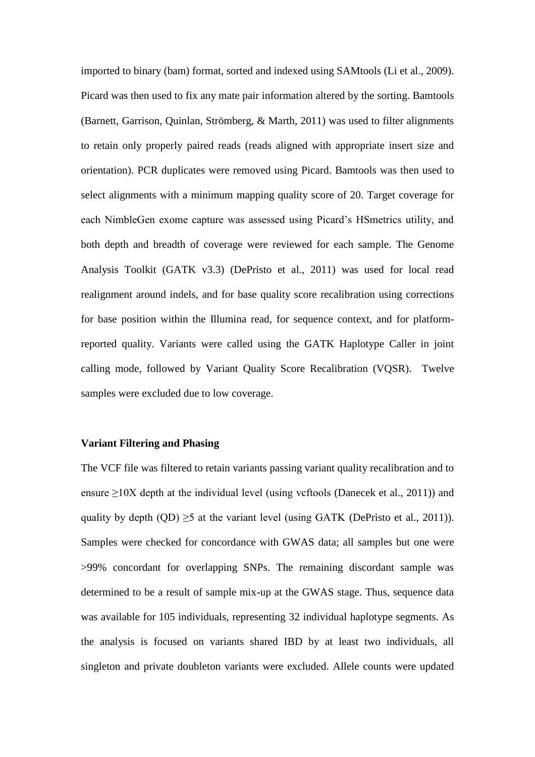imported to binary (bam) format, sorted and indexed using SAMtools (Li et al., 2009). Picard was then used to fix any mate pair information altered by the sorting. Bamtools (Barnett, Garrison, Quinlan, Strömberg, & Marth, 2011) was used to filter alignments to retain only properly paired reads (reads aligned with appropriate insert size and orientation). PCR duplicates were removed using Picard. Bamtools was then used to select alignments with a minimum mapping quality score of 20. Target coverage for each NimbleGen exome capture was assessed using Picard's HSmetrics utility, and both depth and breadth of coverage were reviewed for each sample. The Genome Analysis Toolkit (GATK v3.3) (DePristo et al., 2011) was used for local read realignment around indels, and for base quality score recalibration using corrections for base position within the Illumina read, for sequence context, and for platform-reported quality. Variants were called using the GATK Haplotype Caller in joint calling mode, followed by Variant Quality Score Recalibration (VQSR). Twelve samples were excluded due to low coverage.

**Variant Filtering and Phasing**

The VCF file was filtered to retain variants passing variant quality recalibration and to ensure $\geq$10X depth at the individual level (using vcftools (Danecek et al., 2011)) and quality by depth (QD) $\geq$5 at the variant level (using GATK (DePristo et al., 2011)). Samples were checked for concordance with GWAS data; all samples but one were >99% concordant for overlapping SNPs. The remaining discordant sample was determined to be a result of sample mix-up at the GWAS stage. Thus, sequence data was available for 105 individuals, representing 32 individual haplotype segments. As the analysis is focused on variants shared IBD by at least two individuals, all singleton and private doubleton variants were excluded. Allele counts were updated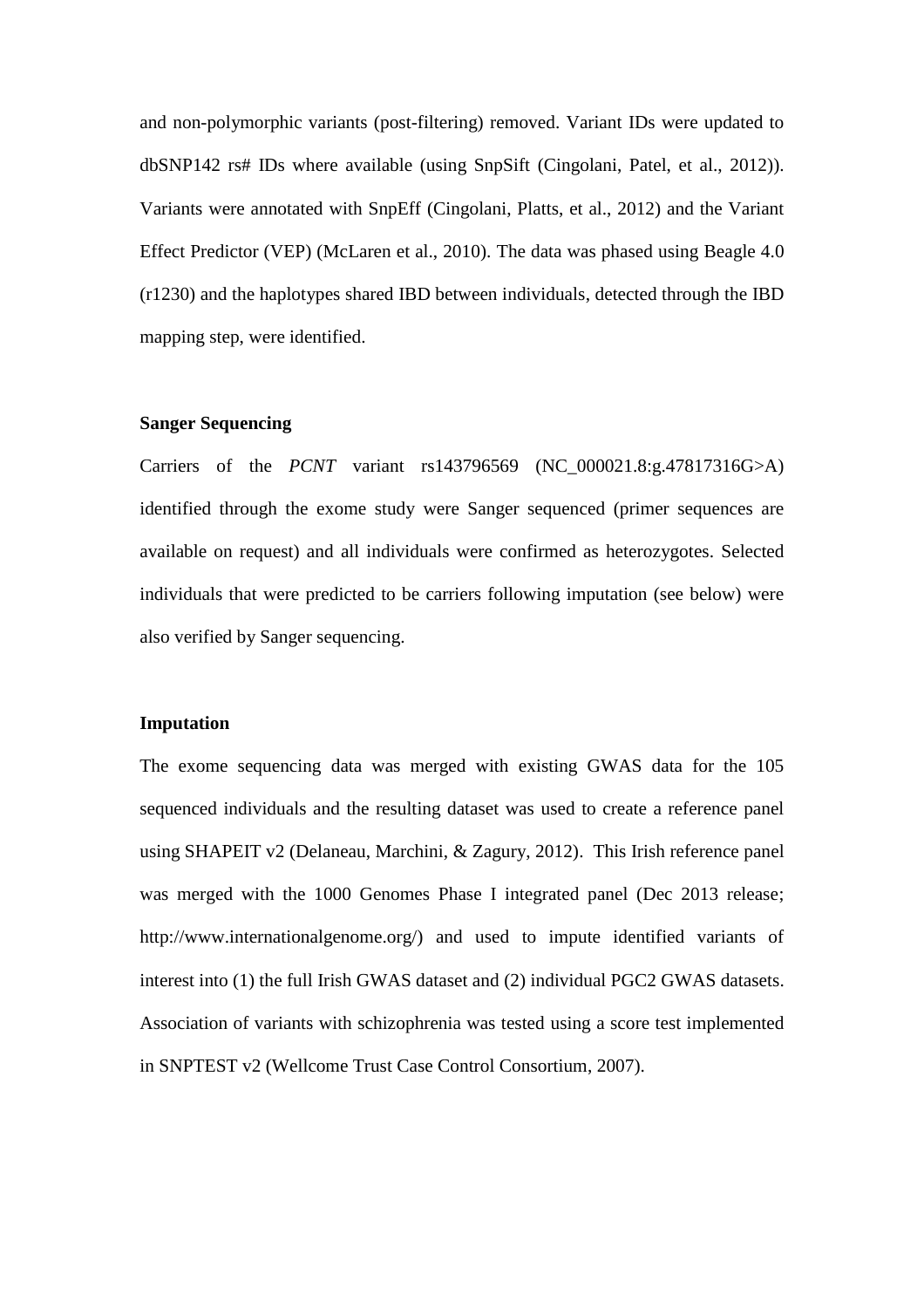and non-polymorphic variants (post-filtering) removed. Variant IDs were updated to dbSNP142 rs# IDs where available (using SnpSift (Cingolani, Patel, et al., 2012)). Variants were annotated with SnpEff (Cingolani, Platts, et al., 2012) and the Variant Effect Predictor (VEP) (McLaren et al., 2010). The data was phased using Beagle 4.0 (r1230) and the haplotypes shared IBD between individuals, detected through the IBD mapping step, were identified.

**Sanger Sequencing**

Carriers of the *PCNT* variant rs143796569 (NC_000021.8:g.47817316G>A) identified through the exome study were Sanger sequenced (primer sequences are available on request) and all individuals were confirmed as heterozygotes. Selected individuals that were predicted to be carriers following imputation (see below) were also verified by Sanger sequencing.

**Imputation**

The exome sequencing data was merged with existing GWAS data for the 105 sequenced individuals and the resulting dataset was used to create a reference panel using SHAPEIT v2 (Delaneau, Marchini, & Zagury, 2012). This Irish reference panel was merged with the 1000 Genomes Phase I integrated panel (Dec 2013 release; http://www.internationalgenome.org/) and used to impute identified variants of interest into (1) the full Irish GWAS dataset and (2) individual PGC2 GWAS datasets. Association of variants with schizophrenia was tested using a score test implemented in SNPTEST v2 (Wellcome Trust Case Control Consortium, 2007).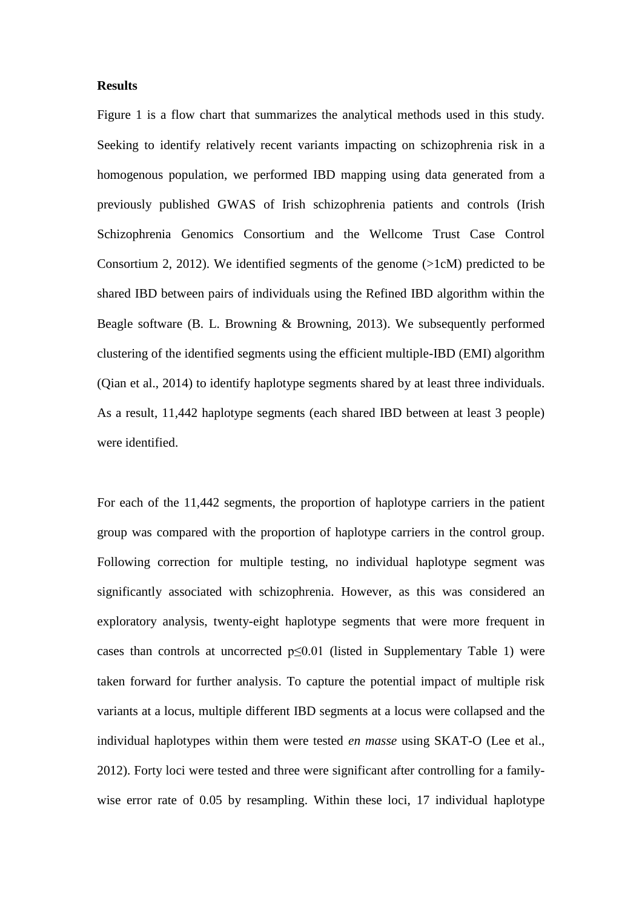**Results**

Figure 1 is a flow chart that summarizes the analytical methods used in this study. Seeking to identify relatively recent variants impacting on schizophrenia risk in a homogenous population, we performed IBD mapping using data generated from a previously published GWAS of Irish schizophrenia patients and controls (Irish Schizophrenia Genomics Consortium and the Wellcome Trust Case Control Consortium 2, 2012). We identified segments of the genome (>1cM) predicted to be shared IBD between pairs of individuals using the Refined IBD algorithm within the Beagle software (B. L. Browning & Browning, 2013). We subsequently performed clustering of the identified segments using the efficient multiple-IBD (EMI) algorithm (Qian et al., 2014) to identify haplotype segments shared by at least three individuals. As a result, 11,442 haplotype segments (each shared IBD between at least 3 people) were identified.

For each of the 11,442 segments, the proportion of haplotype carriers in the patient group was compared with the proportion of haplotype carriers in the control group. Following correction for multiple testing, no individual haplotype segment was significantly associated with schizophrenia. However, as this was considered an exploratory analysis, twenty-eight haplotype segments that were more frequent in cases than controls at uncorrected $p \leq 0.01$ (listed in Supplementary Table 1) were taken forward for further analysis. To capture the potential impact of multiple risk variants at a locus, multiple different IBD segments at a locus were collapsed and the individual haplotypes within them were tested *en masse* using SKAT-O (Lee et al., 2012). Forty loci were tested and three were significant after controlling for a family-wise error rate of 0.05 by resampling. Within these loci, 17 individual haplotype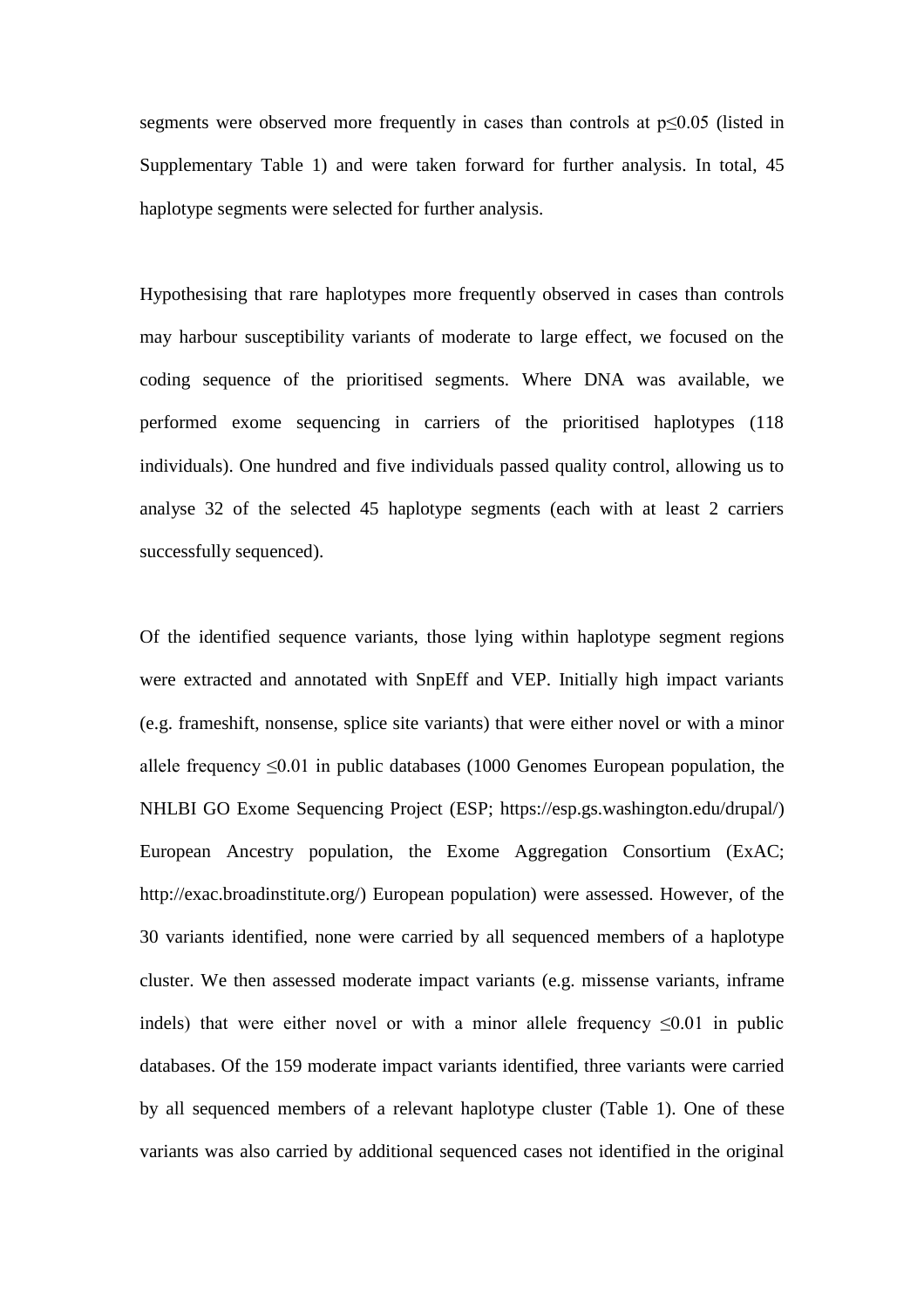segments were observed more frequently in cases than controls at $p \leq 0.05$ (listed in Supplementary Table 1) and were taken forward for further analysis. In total, 45 haplotype segments were selected for further analysis.

Hypothesising that rare haplotypes more frequently observed in cases than controls may harbour susceptibility variants of moderate to large effect, we focused on the coding sequence of the prioritised segments. Where DNA was available, we performed exome sequencing in carriers of the prioritised haplotypes (118 individuals). One hundred and five individuals passed quality control, allowing us to analyse 32 of the selected 45 haplotype segments (each with at least 2 carriers successfully sequenced).

Of the identified sequence variants, those lying within haplotype segment regions were extracted and annotated with SnpEff and VEP. Initially high impact variants (e.g. frameshift, nonsense, splice site variants) that were either novel or with a minor allele frequency $\leq 0.01$ in public databases (1000 Genomes European population, the NHLBI GO Exome Sequencing Project (ESP; https://esp.gs.washington.edu/drupal/) European Ancestry population, the Exome Aggregation Consortium (ExAC; http://exac.broadinstitute.org/) European population) were assessed. However, of the 30 variants identified, none were carried by all sequenced members of a haplotype cluster. We then assessed moderate impact variants (e.g. missense variants, inframe indels) that were either novel or with a minor allele frequency $\leq 0.01$ in public databases. Of the 159 moderate impact variants identified, three variants were carried by all sequenced members of a relevant haplotype cluster (Table 1). One of these variants was also carried by additional sequenced cases not identified in the original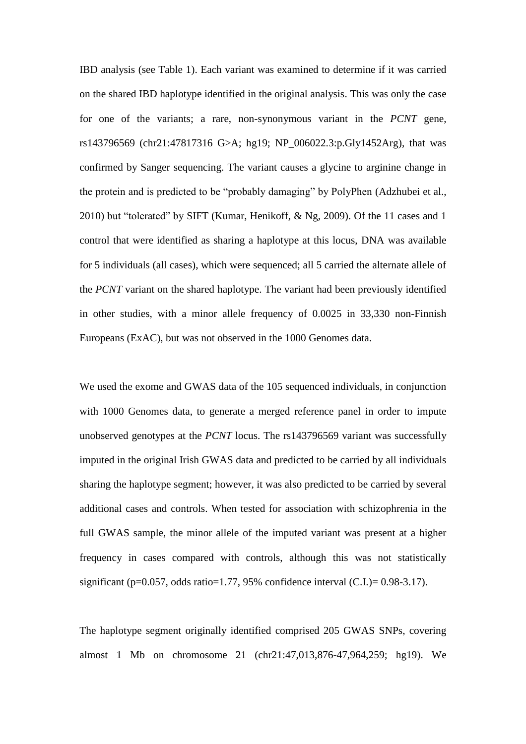IBD analysis (see Table 1). Each variant was examined to determine if it was carried on the shared IBD haplotype identified in the original analysis. This was only the case for one of the variants; a rare, non-synonymous variant in the *PCNT* gene, rs143796569 (chr21:47817316 G>A; hg19; NP_006022.3:p.Gly1452Arg), that was confirmed by Sanger sequencing. The variant causes a glycine to arginine change in the protein and is predicted to be "probably damaging" by PolyPhen (Adzhubei et al., 2010) but "tolerated" by SIFT (Kumar, Henikoff, & Ng, 2009). Of the 11 cases and 1 control that were identified as sharing a haplotype at this locus, DNA was available for 5 individuals (all cases), which were sequenced; all 5 carried the alternate allele of the *PCNT* variant on the shared haplotype. The variant had been previously identified in other studies, with a minor allele frequency of 0.0025 in 33,330 non-Finnish Europeans (ExAC), but was not observed in the 1000 Genomes data.

We used the exome and GWAS data of the 105 sequenced individuals, in conjunction with 1000 Genomes data, to generate a merged reference panel in order to impute unobserved genotypes at the *PCNT* locus. The rs143796569 variant was successfully imputed in the original Irish GWAS data and predicted to be carried by all individuals sharing the haplotype segment; however, it was also predicted to be carried by several additional cases and controls. When tested for association with schizophrenia in the full GWAS sample, the minor allele of the imputed variant was present at a higher frequency in cases compared with controls, although this was not statistically significant ($p=0.057$, odds ratio=1.77, 95% confidence interval (C.I.)= 0.98-3.17).

The haplotype segment originally identified comprised 205 GWAS SNPs, covering almost 1 Mb on chromosome 21 (chr21:47,013,876-47,964,259; hg19). We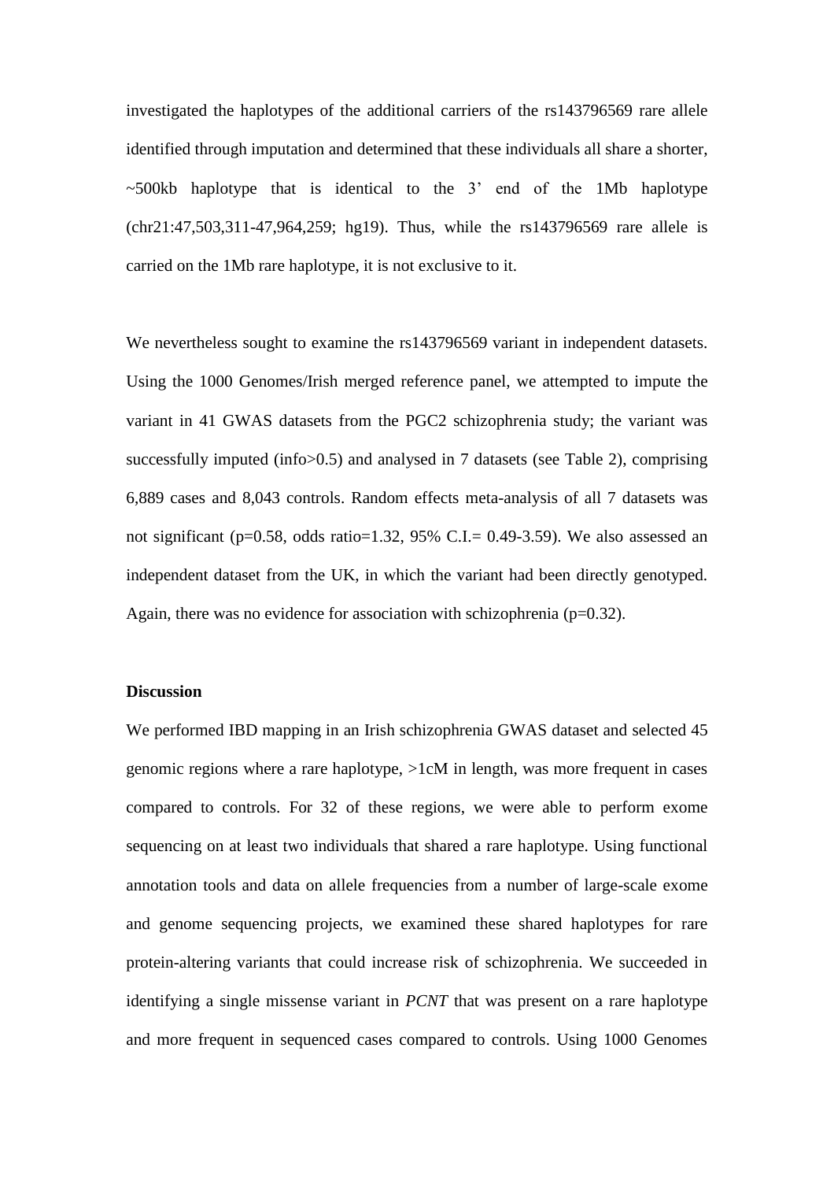investigated the haplotypes of the additional carriers of the rs143796569 rare allele identified through imputation and determined that these individuals all share a shorter, ~500kb haplotype that is identical to the 3' end of the 1Mb haplotype (chr21:47,503,311-47,964,259; hg19). Thus, while the rs143796569 rare allele is carried on the 1Mb rare haplotype, it is not exclusive to it.

We nevertheless sought to examine the rs143796569 variant in independent datasets. Using the 1000 Genomes/Irish merged reference panel, we attempted to impute the variant in 41 GWAS datasets from the PGC2 schizophrenia study; the variant was successfully imputed (info>0.5) and analysed in 7 datasets (see Table 2), comprising 6,889 cases and 8,043 controls. Random effects meta-analysis of all 7 datasets was not significant (p=0.58, odds ratio=1.32, 95% C.I.= 0.49-3.59). We also assessed an independent dataset from the UK, in which the variant had been directly genotyped. Again, there was no evidence for association with schizophrenia (p=0.32).

## Discussion

We performed IBD mapping in an Irish schizophrenia GWAS dataset and selected 45 genomic regions where a rare haplotype, >1cM in length, was more frequent in cases compared to controls. For 32 of these regions, we were able to perform exome sequencing on at least two individuals that shared a rare haplotype. Using functional annotation tools and data on allele frequencies from a number of large-scale exome and genome sequencing projects, we examined these shared haplotypes for rare protein-altering variants that could increase risk of schizophrenia. We succeeded in identifying a single missense variant in *PCNT* that was present on a rare haplotype and more frequent in sequenced cases compared to controls. Using 1000 Genomes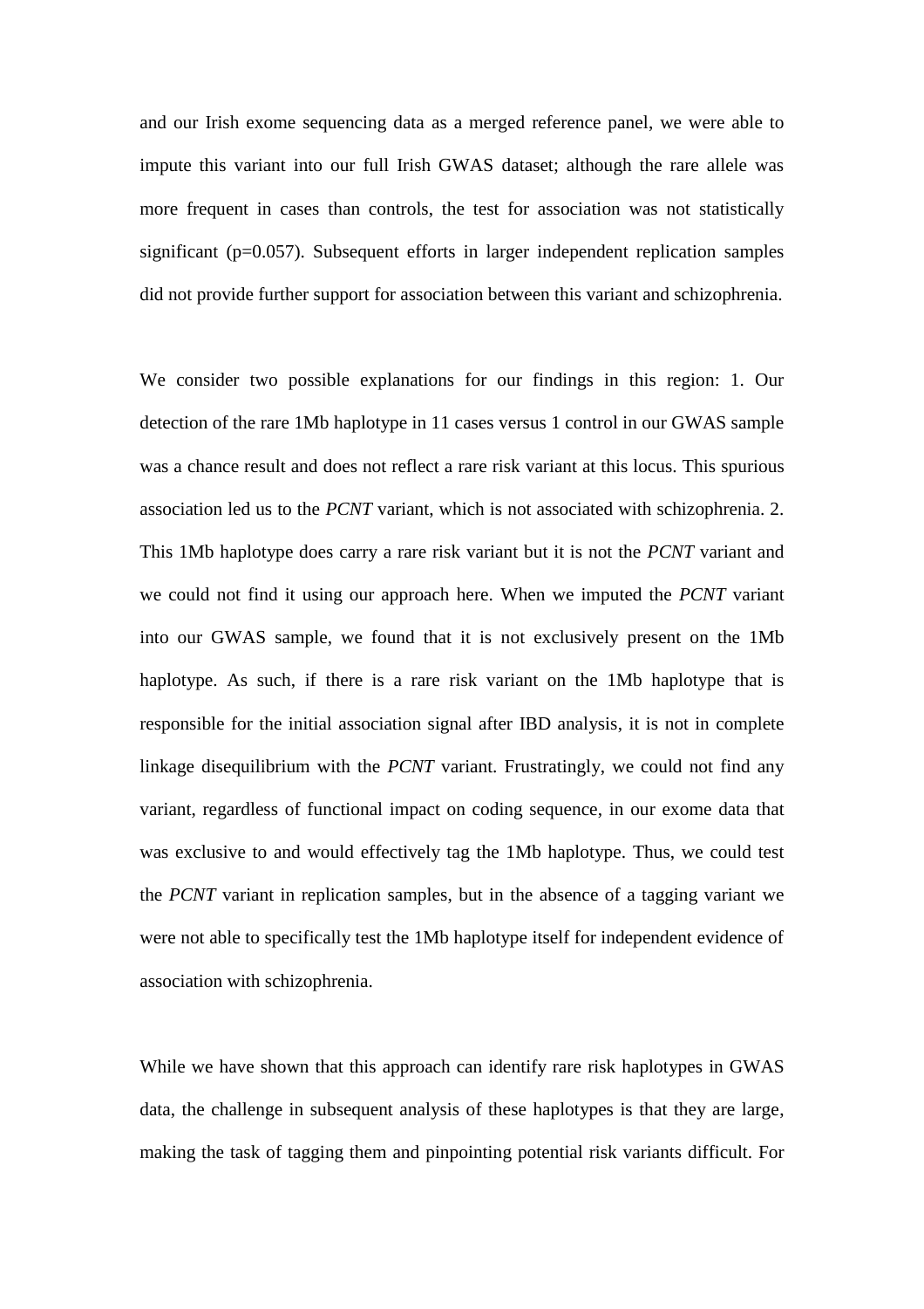and our Irish exome sequencing data as a merged reference panel, we were able to impute this variant into our full Irish GWAS dataset; although the rare allele was more frequent in cases than controls, the test for association was not statistically significant ($p=0.057$). Subsequent efforts in larger independent replication samples did not provide further support for association between this variant and schizophrenia.

We consider two possible explanations for our findings in this region: 1. Our detection of the rare 1Mb haplotype in 11 cases versus 1 control in our GWAS sample was a chance result and does not reflect a rare risk variant at this locus. This spurious association led us to the *PCNT* variant, which is not associated with schizophrenia. 2. This 1Mb haplotype does carry a rare risk variant but it is not the *PCNT* variant and we could not find it using our approach here. When we imputed the *PCNT* variant into our GWAS sample, we found that it is not exclusively present on the 1Mb haplotype. As such, if there is a rare risk variant on the 1Mb haplotype that is responsible for the initial association signal after IBD analysis, it is not in complete linkage disequilibrium with the *PCNT* variant. Frustratingly, we could not find any variant, regardless of functional impact on coding sequence, in our exome data that was exclusive to and would effectively tag the 1Mb haplotype. Thus, we could test the *PCNT* variant in replication samples, but in the absence of a tagging variant we were not able to specifically test the 1Mb haplotype itself for independent evidence of association with schizophrenia.

While we have shown that this approach can identify rare risk haplotypes in GWAS data, the challenge in subsequent analysis of these haplotypes is that they are large, making the task of tagging them and pinpointing potential risk variants difficult. For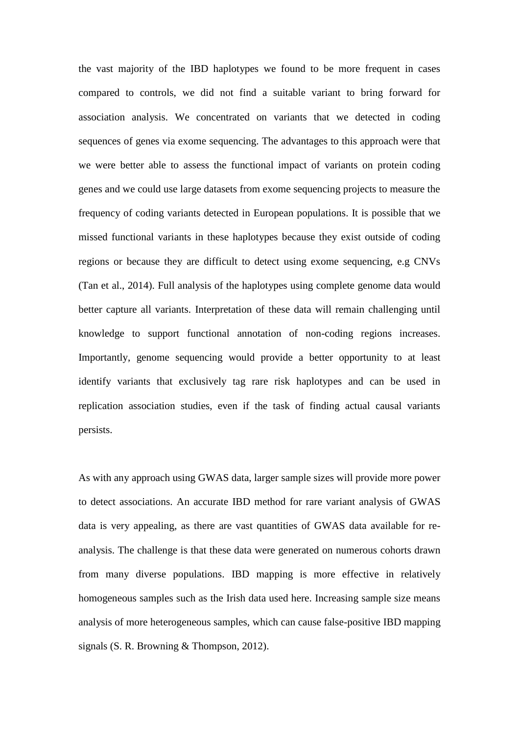the vast majority of the IBD haplotypes we found to be more frequent in cases compared to controls, we did not find a suitable variant to bring forward for association analysis. We concentrated on variants that we detected in coding sequences of genes via exome sequencing. The advantages to this approach were that we were better able to assess the functional impact of variants on protein coding genes and we could use large datasets from exome sequencing projects to measure the frequency of coding variants detected in European populations. It is possible that we missed functional variants in these haplotypes because they exist outside of coding regions or because they are difficult to detect using exome sequencing, e.g CNVs (Tan et al., 2014). Full analysis of the haplotypes using complete genome data would better capture all variants. Interpretation of these data will remain challenging until knowledge to support functional annotation of non-coding regions increases. Importantly, genome sequencing would provide a better opportunity to at least identify variants that exclusively tag rare risk haplotypes and can be used in replication association studies, even if the task of finding actual causal variants persists.

As with any approach using GWAS data, larger sample sizes will provide more power to detect associations. An accurate IBD method for rare variant analysis of GWAS data is very appealing, as there are vast quantities of GWAS data available for re-analysis. The challenge is that these data were generated on numerous cohorts drawn from many diverse populations. IBD mapping is more effective in relatively homogeneous samples such as the Irish data used here. Increasing sample size means analysis of more heterogeneous samples, which can cause false-positive IBD mapping signals (S. R. Browning & Thompson, 2012).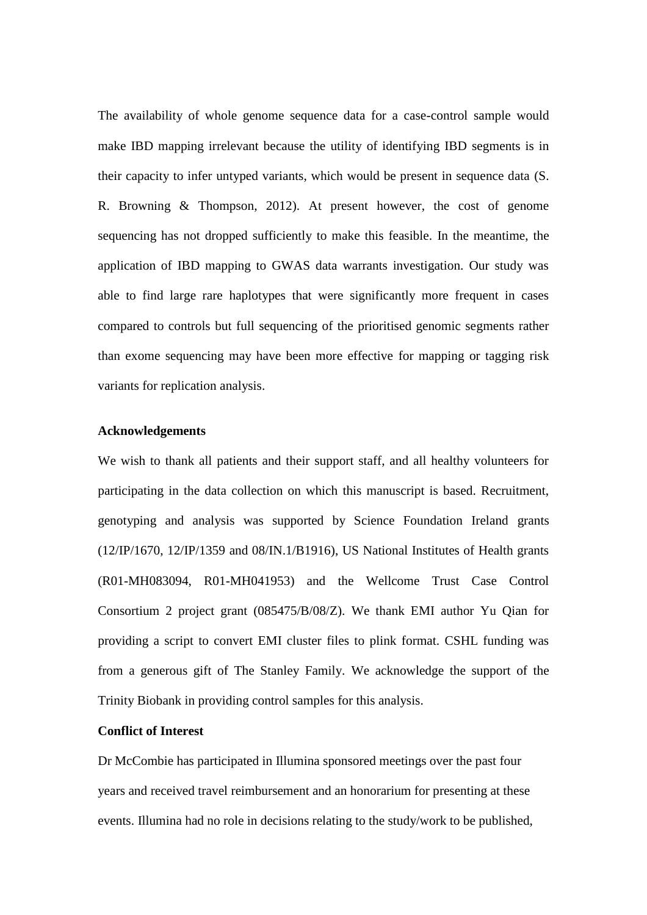The availability of whole genome sequence data for a case-control sample would make IBD mapping irrelevant because the utility of identifying IBD segments is in their capacity to infer untyped variants, which would be present in sequence data (S. R. Browning & Thompson, 2012). At present however, the cost of genome sequencing has not dropped sufficiently to make this feasible. In the meantime, the application of IBD mapping to GWAS data warrants investigation. Our study was able to find large rare haplotypes that were significantly more frequent in cases compared to controls but full sequencing of the prioritised genomic segments rather than exome sequencing may have been more effective for mapping or tagging risk variants for replication analysis.

**Acknowledgements**

We wish to thank all patients and their support staff, and all healthy volunteers for participating in the data collection on which this manuscript is based. Recruitment, genotyping and analysis was supported by Science Foundation Ireland grants (12/IP/1670, 12/IP/1359 and 08/IN.1/B1916), US National Institutes of Health grants (R01-MH083094, R01-MH041953) and the Wellcome Trust Case Control Consortium 2 project grant (085475/B/08/Z). We thank EMI author Yu Qian for providing a script to convert EMI cluster files to plink format. CSHL funding was from a generous gift of The Stanley Family. We acknowledge the support of the Trinity Biobank in providing control samples for this analysis.

**Conflict of Interest**

Dr McCombie has participated in Illumina sponsored meetings over the past four years and received travel reimbursement and an honorarium for presenting at these events. Illumina had no role in decisions relating to the study/work to be published,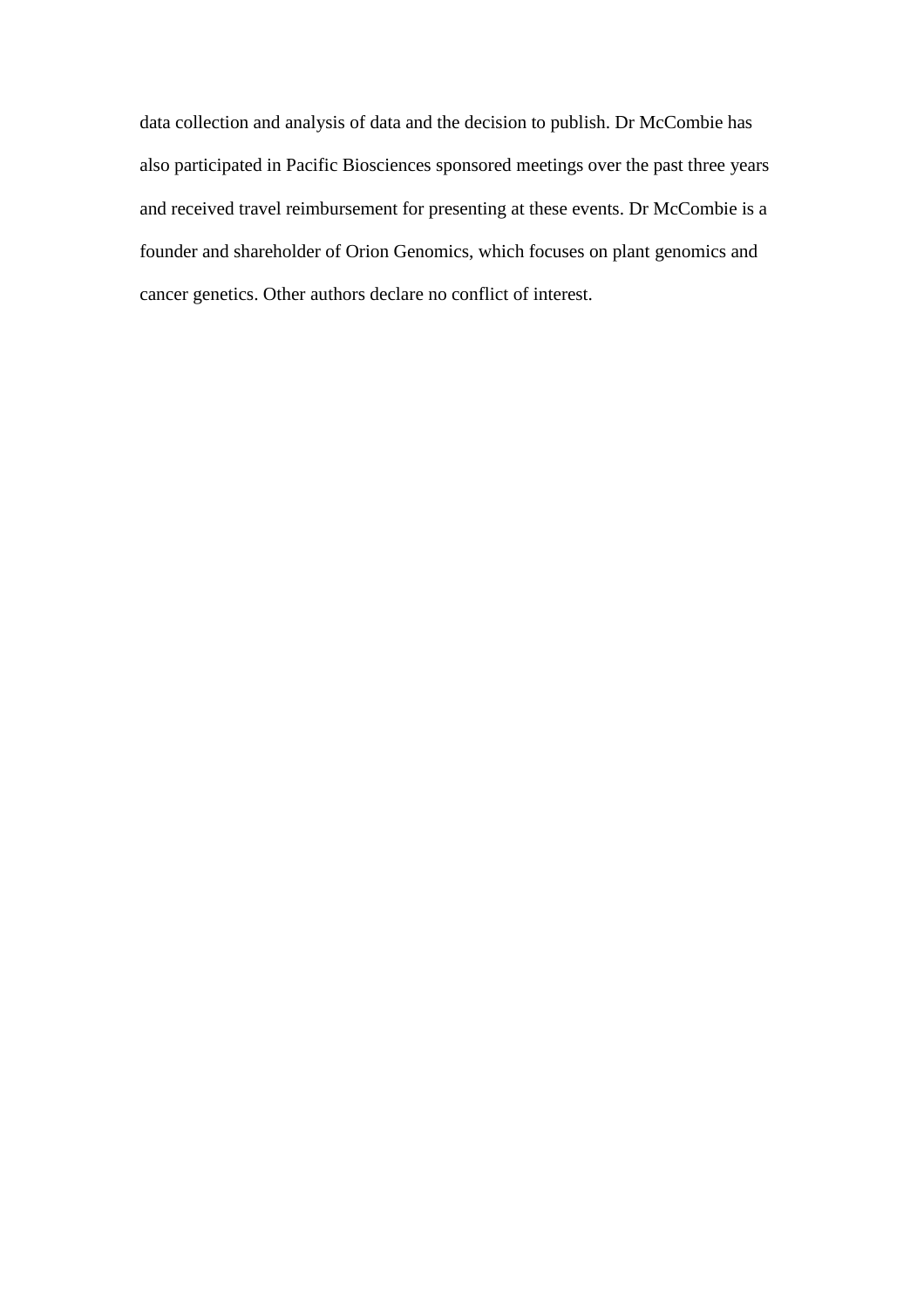data collection and analysis of data and the decision to publish. Dr McCombie has also participated in Pacific Biosciences sponsored meetings over the past three years and received travel reimbursement for presenting at these events. Dr McCombie is a founder and shareholder of Orion Genomics, which focuses on plant genomics and cancer genetics. Other authors declare no conflict of interest.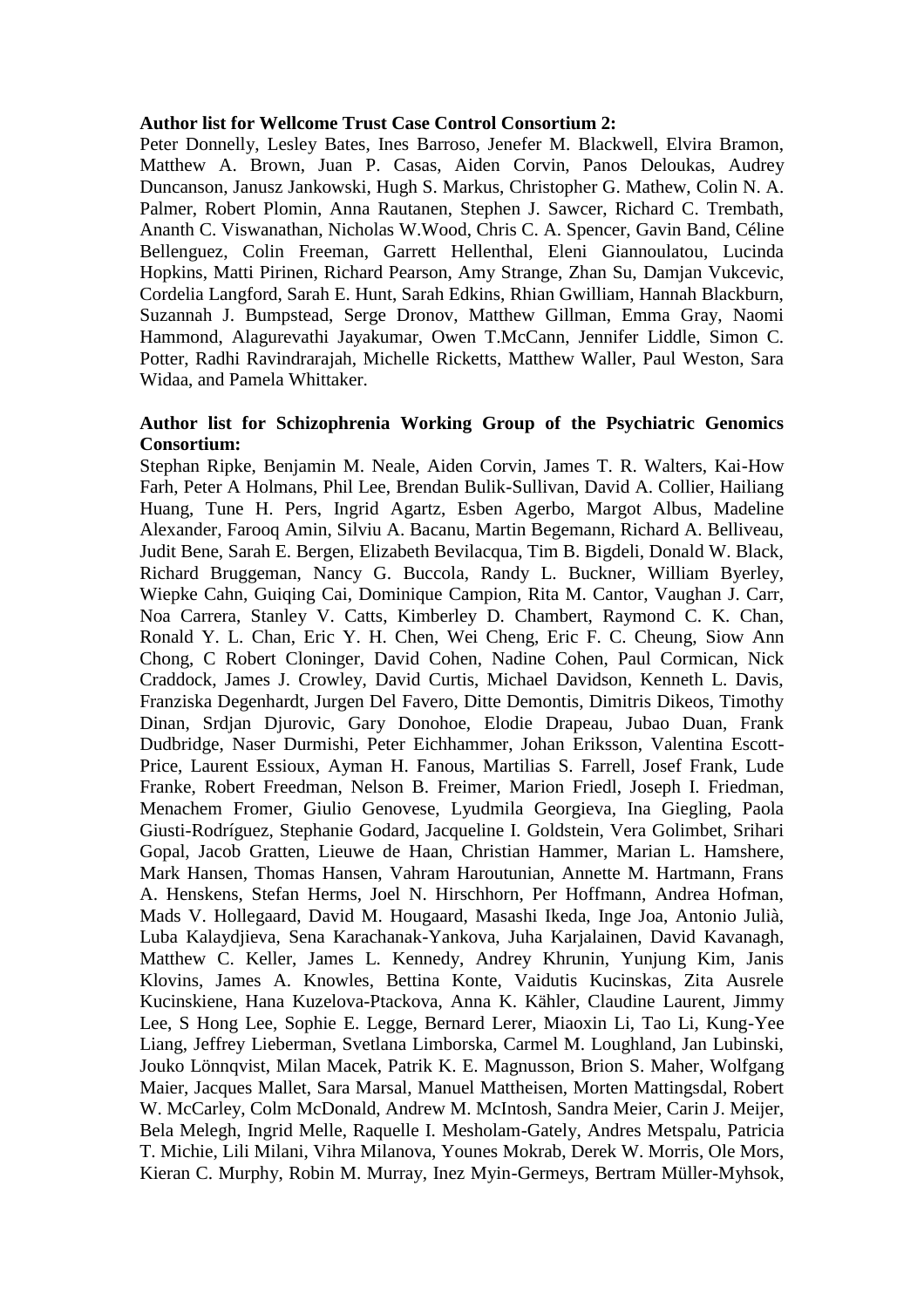**Author list for Wellcome Trust Case Control Consortium 2:**
Peter Donnelly, Lesley Bates, Ines Barroso, Jenefer M. Blackwell, Elvira Bramon, Matthew A. Brown, Juan P. Casas, Aiden Corvin, Panos Deloukas, Audrey Duncanson, Janusz Jankowski, Hugh S. Markus, Christopher G. Mathew, Colin N. A. Palmer, Robert Plomin, Anna Rautanen, Stephen J. Sawcer, Richard C. Trembath, Ananth C. Viswanathan, Nicholas W.Wood, Chris C. A. Spencer, Gavin Band, Céline Bellenguez, Colin Freeman, Garrett Hellenthal, Eleni Giannoulatou, Lucinda Hopkins, Matti Pirinen, Richard Pearson, Amy Strange, Zhan Su, Damjan Vukcevic, Cordelia Langford, Sarah E. Hunt, Sarah Edkins, Rhian Gwilliam, Hannah Blackburn, Suzannah J. Bumpstead, Serge Dronov, Matthew Gillman, Emma Gray, Naomi Hammond, Alagurevathi Jayakumar, Owen T.McCann, Jennifer Liddle, Simon C. Potter, Radhi Ravindrarajah, Michelle Ricketts, Matthew Waller, Paul Weston, Sara Widaa, and Pamela Whittaker.

**Author list for Schizophrenia Working Group of the Psychiatric Genomics Consortium:**
Stephan Ripke, Benjamin M. Neale, Aiden Corvin, James T. R. Walters, Kai-How Farh, Peter A Holmans, Phil Lee, Brendan Bulik-Sullivan, David A. Collier, Hailiang Huang, Tune H. Pers, Ingrid Agartz, Esben Agerbo, Margot Albus, Madeline Alexander, Farooq Amin, Silviu A. Bacanu, Martin Begemann, Richard A. Belliveau, Judit Bene, Sarah E. Bergen, Elizabeth Bevilacqua, Tim B. Bigdeli, Donald W. Black, Richard Bruggeman, Nancy G. Buccola, Randy L. Buckner, William Byerley, Wiepke Cahn, Guiqing Cai, Dominique Campion, Rita M. Cantor, Vaughan J. Carr, Noa Carrera, Stanley V. Catts, Kimberley D. Chambert, Raymond C. K. Chan, Ronald Y. L. Chan, Eric Y. H. Chen, Wei Cheng, Eric F. C. Cheung, Siow Ann Chong, C Robert Cloninger, David Cohen, Nadine Cohen, Paul Cormican, Nick Craddock, James J. Crowley, David Curtis, Michael Davidson, Kenneth L. Davis, Franziska Degenhardt, Jurgen Del Favero, Ditte Demontis, Dimitris Dikeos, Timothy Dinan, Srdjan Djurovic, Gary Donohoe, Elodie Drapeau, Jubao Duan, Frank Dudbridge, Naser Durmishi, Peter Eichhammer, Johan Eriksson, Valentina Escott-Price, Laurent Essioux, Ayman H. Fanous, Martilias S. Farrell, Josef Frank, Lude Franke, Robert Freedman, Nelson B. Freimer, Marion Friedl, Joseph I. Friedman, Menachem Fromer, Giulio Genovese, Lyudmila Georgieva, Ina Giegling, Paola Giusti-Rodríguez, Stephanie Godard, Jacqueline I. Goldstein, Vera Golimbet, Srihari Gopal, Jacob Gratten, Lieuwe de Haan, Christian Hammer, Marian L. Hamshere, Mark Hansen, Thomas Hansen, Vahram Haroutunian, Annette M. Hartmann, Frans A. Henskens, Stefan Herms, Joel N. Hirschhorn, Per Hoffmann, Andrea Hofman, Mads V. Hollegaard, David M. Hougaard, Masashi Ikeda, Inge Joa, Antonio Julià, Luba Kalaydjieva, Sena Karachanak-Yankova, Juha Karjalainen, David Kavanagh, Matthew C. Keller, James L. Kennedy, Andrey Khrunin, Yunjung Kim, Janis Klovins, James A. Knowles, Bettina Konte, Vaidutis Kucinskas, Zita Ausrele Kucinskiene, Hana Kuzelova-Ptackova, Anna K. Kähler, Claudine Laurent, Jimmy Lee, S Hong Lee, Sophie E. Legge, Bernard Lerer, Miaoxin Li, Tao Li, Kung-Yee Liang, Jeffrey Lieberman, Svetlana Limborska, Carmel M. Loughland, Jan Lubinski, Jouko Lönnqvist, Milan Macek, Patrik K. E. Magnusson, Brion S. Maher, Wolfgang Maier, Jacques Mallet, Sara Marsal, Manuel Mattheisen, Morten Mattingsdal, Robert W. McCarley, Colm McDonald, Andrew M. McIntosh, Sandra Meier, Carin J. Meijer, Bela Melegh, Ingrid Melle, Raquelle I. Mesholam-Gately, Andres Metspalu, Patricia T. Michie, Lili Milani, Vihra Milanova, Younes Mokrab, Derek W. Morris, Ole Mors, Kieran C. Murphy, Robin M. Murray, Inez Myin-Germeys, Bertram Müller-Myhsok,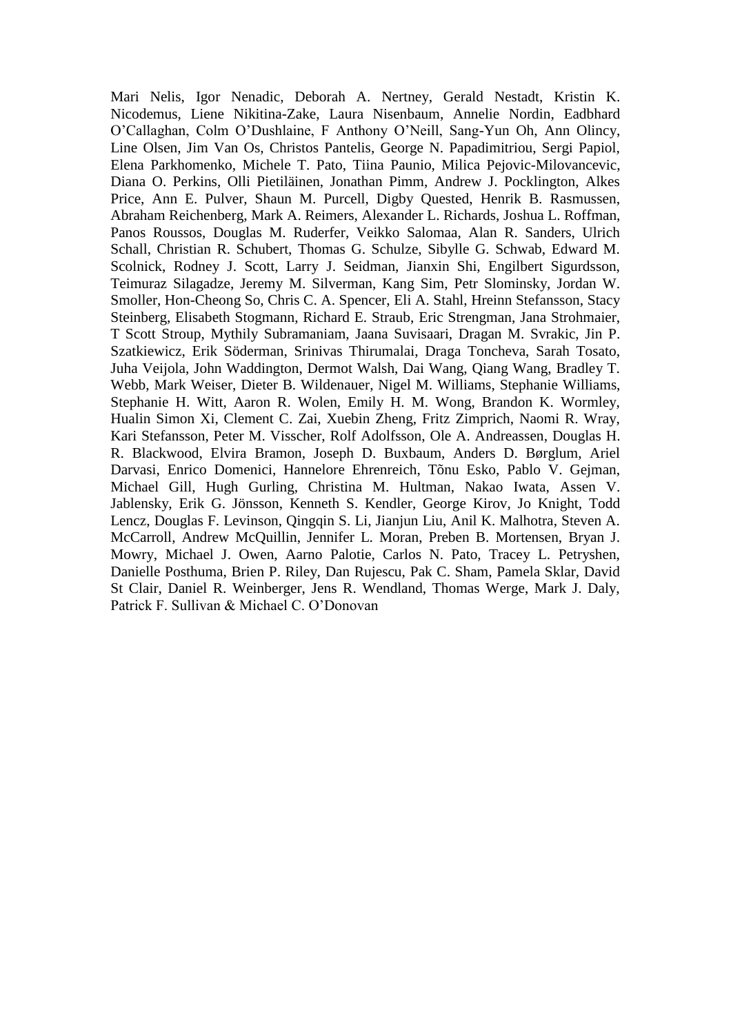Mari Nelis, Igor Nenadic, Deborah A. Nertney, Gerald Nestadt, Kristin K. Nicodemus, Liene Nikitina-Zake, Laura Nisenbaum, Annelie Nordin, Eadbhard O'Callaghan, Colm O'Dushlaine, F Anthony O'Neill, Sang-Yun Oh, Ann Olincy, Line Olsen, Jim Van Os, Christos Pantelis, George N. Papadimitriou, Sergi Papiol, Elena Parkhomenko, Michele T. Pato, Tiina Paunio, Milica Pejovic-Milovancevic, Diana O. Perkins, Olli Pietiläinen, Jonathan Pimm, Andrew J. Pocklington, Alkes Price, Ann E. Pulver, Shaun M. Purcell, Digby Quested, Henrik B. Rasmussen, Abraham Reichenberg, Mark A. Reimers, Alexander L. Richards, Joshua L. Roffman, Panos Roussos, Douglas M. Ruderfer, Veikko Salomaa, Alan R. Sanders, Ulrich Schall, Christian R. Schubert, Thomas G. Schulze, Sibylle G. Schwab, Edward M. Scolnick, Rodney J. Scott, Larry J. Seidman, Jianxin Shi, Engilbert Sigurdsson, Teimuraz Silagadze, Jeremy M. Silverman, Kang Sim, Petr Slominsky, Jordan W. Smoller, Hon-Cheong So, Chris C. A. Spencer, Eli A. Stahl, Hreinn Stefansson, Stacy Steinberg, Elisabeth Stogmann, Richard E. Straub, Eric Strengman, Jana Strohmaier, T Scott Stroup, Mythily Subramaniam, Jaana Suvisaari, Dragan M. Svrakic, Jin P. Szatkiewicz, Erik Söderman, Srinivas Thirumalai, Draga Toncheva, Sarah Tosato, Juha Veijola, John Waddington, Dermot Walsh, Dai Wang, Qiang Wang, Bradley T. Webb, Mark Weiser, Dieter B. Wildenauer, Nigel M. Williams, Stephanie Williams, Stephanie H. Witt, Aaron R. Wolen, Emily H. M. Wong, Brandon K. Wormley, Hualin Simon Xi, Clement C. Zai, Xuebin Zheng, Fritz Zimprich, Naomi R. Wray, Kari Stefansson, Peter M. Visscher, Rolf Adolfsson, Ole A. Andreassen, Douglas H. R. Blackwood, Elvira Bramon, Joseph D. Buxbaum, Anders D. Børglum, Ariel Darvasi, Enrico Domenici, Hannelore Ehrenreich, Tõnu Esko, Pablo V. Gejman, Michael Gill, Hugh Gurling, Christina M. Hultman, Nakao Iwata, Assen V. Jablensky, Erik G. Jönsson, Kenneth S. Kendler, George Kirov, Jo Knight, Todd Lencz, Douglas F. Levinson, Qingqin S. Li, Jianjun Liu, Anil K. Malhotra, Steven A. McCarroll, Andrew McQuillin, Jennifer L. Moran, Preben B. Mortensen, Bryan J. Mowry, Michael J. Owen, Aarno Palotie, Carlos N. Pato, Tracey L. Petryshen, Danielle Posthuma, Brien P. Riley, Dan Rujescu, Pak C. Sham, Pamela Sklar, David St Clair, Daniel R. Weinberger, Jens R. Wendland, Thomas Werge, Mark J. Daly, Patrick F. Sullivan & Michael C. O'Donovan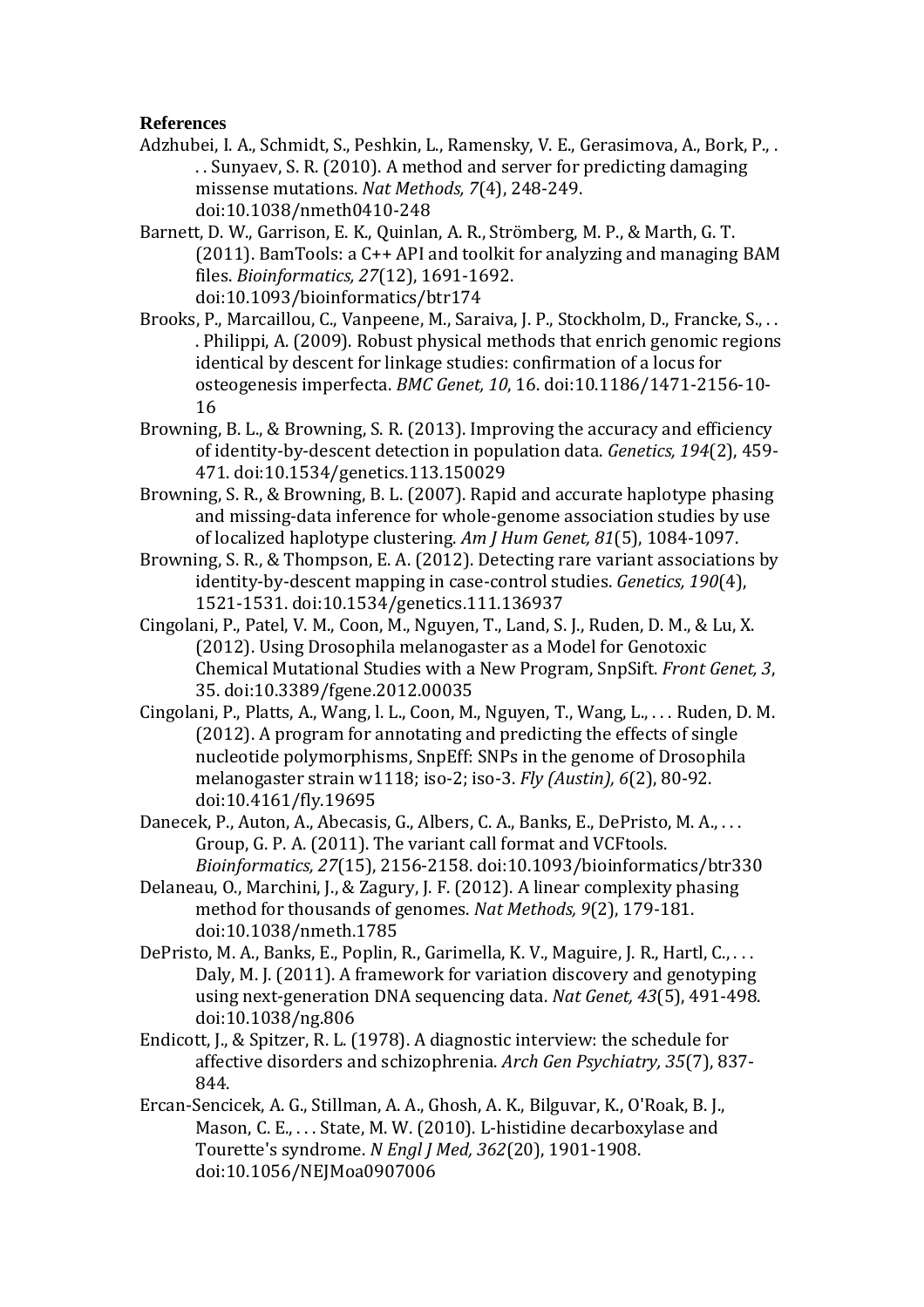**References**

Adzhubei, I. A., Schmidt, S., Peshkin, L., Ramensky, V. E., Gerasimova, A., Bork, P., . . . Sunyaev, S. R. (2010). A method and server for predicting damaging missense mutations. *Nat Methods, 7*(4), 248-249. doi:10.1038/nmeth0410-248

Barnett, D. W., Garrison, E. K., Quinlan, A. R., Strömberg, M. P., & Marth, G. T. (2011). BamTools: a C++ API and toolkit for analyzing and managing BAM files. *Bioinformatics, 27*(12), 1691-1692. doi:10.1093/bioinformatics/btr174

Brooks, P., Marcaillou, C., Vanpeene, M., Saraiva, J. P., Stockholm, D., Francke, S., . . . Philippi, A. (2009). Robust physical methods that enrich genomic regions identical by descent for linkage studies: confirmation of a locus for osteogenesis imperfecta. *BMC Genet, 10*, 16. doi:10.1186/1471-2156-10-16

Browning, B. L., & Browning, S. R. (2013). Improving the accuracy and efficiency of identity-by-descent detection in population data. *Genetics, 194*(2), 459-471. doi:10.1534/genetics.113.150029

Browning, S. R., & Browning, B. L. (2007). Rapid and accurate haplotype phasing and missing-data inference for whole-genome association studies by use of localized haplotype clustering. *Am J Hum Genet, 81*(5), 1084-1097.

Browning, S. R., & Thompson, E. A. (2012). Detecting rare variant associations by identity-by-descent mapping in case-control studies. *Genetics, 190*(4), 1521-1531. doi:10.1534/genetics.111.136937

Cingolani, P., Patel, V. M., Coon, M., Nguyen, T., Land, S. J., Ruden, D. M., & Lu, X. (2012). Using Drosophila melanogaster as a Model for Genotoxic Chemical Mutational Studies with a New Program, SnpSift. *Front Genet, 3*, 35. doi:10.3389/fgene.2012.00035

Cingolani, P., Platts, A., Wang, l. L., Coon, M., Nguyen, T., Wang, L., . . . Ruden, D. M. (2012). A program for annotating and predicting the effects of single nucleotide polymorphisms, SnpEff: SNPs in the genome of Drosophila melanogaster strain w1118; iso-2; iso-3. *Fly (Austin), 6*(2), 80-92. doi:10.4161/fly.19695

Danecek, P., Auton, A., Abecasis, G., Albers, C. A., Banks, E., DePristo, M. A., . . . Group, G. P. A. (2011). The variant call format and VCFtools. *Bioinformatics, 27*(15), 2156-2158. doi:10.1093/bioinformatics/btr330

Delaneau, O., Marchini, J., & Zagury, J. F. (2012). A linear complexity phasing method for thousands of genomes. *Nat Methods, 9*(2), 179-181. doi:10.1038/nmeth.1785

DePristo, M. A., Banks, E., Poplin, R., Garimella, K. V., Maguire, J. R., Hartl, C., . . . Daly, M. J. (2011). A framework for variation discovery and genotyping using next-generation DNA sequencing data. *Nat Genet, 43*(5), 491-498. doi:10.1038/ng.806

Endicott, J., & Spitzer, R. L. (1978). A diagnostic interview: the schedule for affective disorders and schizophrenia. *Arch Gen Psychiatry, 35*(7), 837-844.

Ercan-Sencicek, A. G., Stillman, A. A., Ghosh, A. K., Bilguvar, K., O'Roak, B. J., Mason, C. E., . . . State, M. W. (2010). L-histidine decarboxylase and Tourette's syndrome. *N Engl J Med, 362*(20), 1901-1908. doi:10.1056/NEJMoa0907006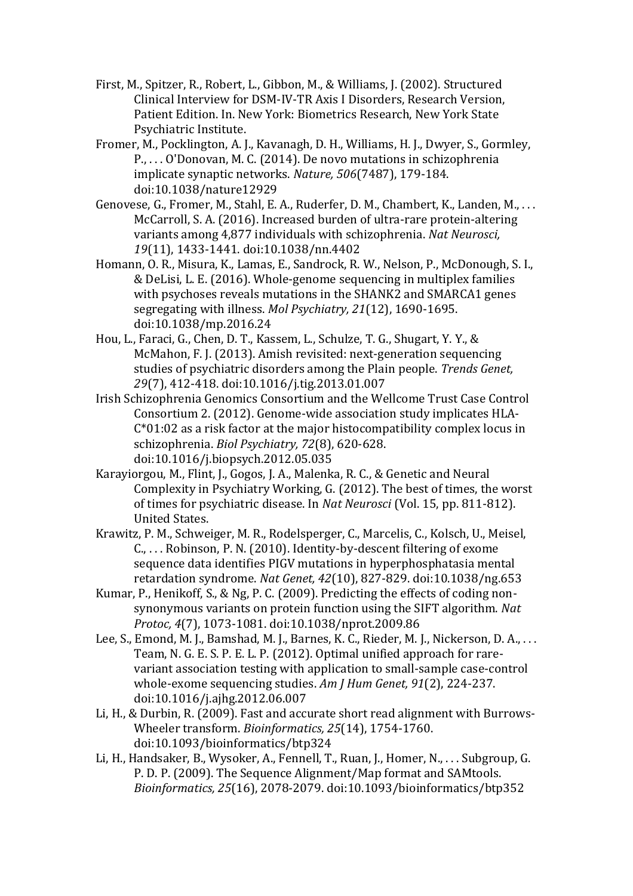First, M., Spitzer, R., Robert, L., Gibbon, M., & Williams, J. (2002). Structured Clinical Interview for DSM-IV-TR Axis I Disorders, Research Version, Patient Edition. In. New York: Biometrics Research, New York State Psychiatric Institute.

Fromer, M., Pocklington, A. J., Kavanagh, D. H., Williams, H. J., Dwyer, S., Gormley, P., . . . O'Donovan, M. C. (2014). De novo mutations in schizophrenia implicate synaptic networks. *Nature, 506*(7487), 179-184. doi:10.1038/nature12929

Genovese, G., Fromer, M., Stahl, E. A., Ruderfer, D. M., Chambert, K., Landen, M., . . . McCarroll, S. A. (2016). Increased burden of ultra-rare protein-altering variants among 4,877 individuals with schizophrenia. *Nat Neurosci, 19*(11), 1433-1441. doi:10.1038/nn.4402

Homann, O. R., Misura, K., Lamas, E., Sandrock, R. W., Nelson, P., McDonough, S. I., & DeLisi, L. E. (2016). Whole-genome sequencing in multiplex families with psychoses reveals mutations in the SHANK2 and SMARCA1 genes segregating with illness. *Mol Psychiatry, 21*(12), 1690-1695. doi:10.1038/mp.2016.24

Hou, L., Faraci, G., Chen, D. T., Kassem, L., Schulze, T. G., Shugart, Y. Y., & McMahon, F. J. (2013). Amish revisited: next-generation sequencing studies of psychiatric disorders among the Plain people. *Trends Genet, 29*(7), 412-418. doi:10.1016/j.tig.2013.01.007

Irish Schizophrenia Genomics Consortium and the Wellcome Trust Case Control Consortium 2. (2012). Genome-wide association study implicates HLA-C*01:02 as a risk factor at the major histocompatibility complex locus in schizophrenia. *Biol Psychiatry, 72*(8), 620-628. doi:10.1016/j.biopsych.2012.05.035

Karayiorgou, M., Flint, J., Gogos, J. A., Malenka, R. C., & Genetic and Neural Complexity in Psychiatry Working, G. (2012). The best of times, the worst of times for psychiatric disease. In *Nat Neurosci* (Vol. 15, pp. 811-812). United States.

Krawitz, P. M., Schweiger, M. R., Rodelsperger, C., Marcelis, C., Kolsch, U., Meisel, C., . . . Robinson, P. N. (2010). Identity-by-descent filtering of exome sequence data identifies PIGV mutations in hyperphosphatasia mental retardation syndrome. *Nat Genet, 42*(10), 827-829. doi:10.1038/ng.653

Kumar, P., Henikoff, S., & Ng, P. C. (2009). Predicting the effects of coding non-synonymous variants on protein function using the SIFT algorithm. *Nat Protoc, 4*(7), 1073-1081. doi:10.1038/nprot.2009.86

Lee, S., Emond, M. J., Bamshad, M. J., Barnes, K. C., Rieder, M. J., Nickerson, D. A., . . . Team, N. G. E. S. P. E. L. P. (2012). Optimal unified approach for rare-variant association testing with application to small-sample case-control whole-exome sequencing studies. *Am J Hum Genet, 91*(2), 224-237. doi:10.1016/j.ajhg.2012.06.007

Li, H., & Durbin, R. (2009). Fast and accurate short read alignment with Burrows-Wheeler transform. *Bioinformatics, 25*(14), 1754-1760. doi:10.1093/bioinformatics/btp324

Li, H., Handsaker, B., Wysoker, A., Fennell, T., Ruan, J., Homer, N., . . . Subgroup, G. P. D. P. (2009). The Sequence Alignment/Map format and SAMtools. *Bioinformatics, 25*(16), 2078-2079. doi:10.1093/bioinformatics/btp352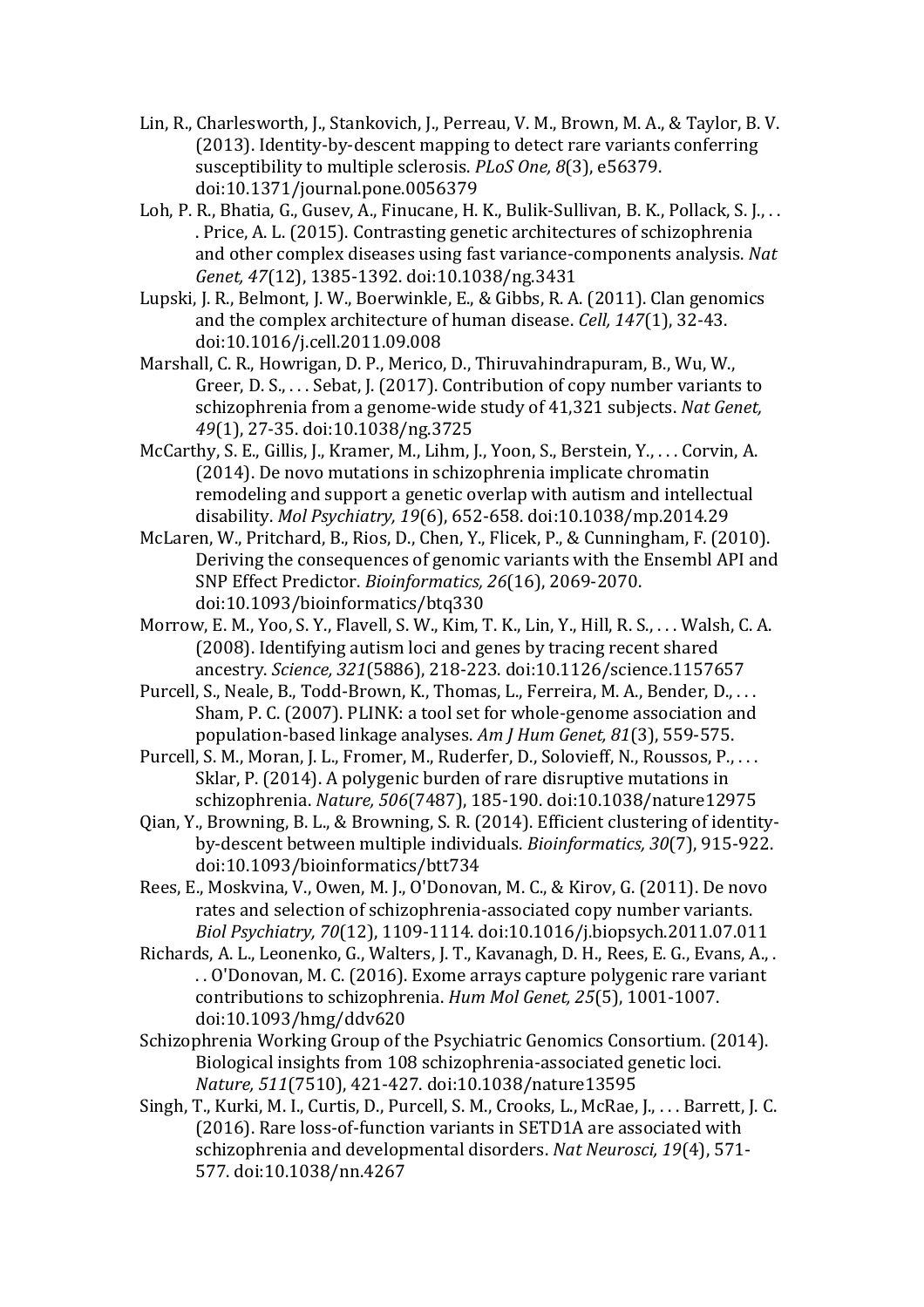Lin, R., Charlesworth, J., Stankovich, J., Perreau, V. M., Brown, M. A., & Taylor, B. V. (2013). Identity-by-descent mapping to detect rare variants conferring susceptibility to multiple sclerosis. *PLoS One, 8*(3), e56379. doi:10.1371/journal.pone.0056379

Loh, P. R., Bhatia, G., Gusev, A., Finucane, H. K., Bulik-Sullivan, B. K., Pollack, S. J., . . . Price, A. L. (2015). Contrasting genetic architectures of schizophrenia and other complex diseases using fast variance-components analysis. *Nat Genet, 47*(12), 1385-1392. doi:10.1038/ng.3431

Lupski, J. R., Belmont, J. W., Boerwinkle, E., & Gibbs, R. A. (2011). Clan genomics and the complex architecture of human disease. *Cell, 147*(1), 32-43. doi:10.1016/j.cell.2011.09.008

Marshall, C. R., Howrigan, D. P., Merico, D., Thiruvahindrapuram, B., Wu, W., Greer, D. S., . . . Sebat, J. (2017). Contribution of copy number variants to schizophrenia from a genome-wide study of 41,321 subjects. *Nat Genet, 49*(1), 27-35. doi:10.1038/ng.3725

McCarthy, S. E., Gillis, J., Kramer, M., Lihm, J., Yoon, S., Berstein, Y., . . . Corvin, A. (2014). De novo mutations in schizophrenia implicate chromatin remodeling and support a genetic overlap with autism and intellectual disability. *Mol Psychiatry, 19*(6), 652-658. doi:10.1038/mp.2014.29

McLaren, W., Pritchard, B., Rios, D., Chen, Y., Flicek, P., & Cunningham, F. (2010). Deriving the consequences of genomic variants with the Ensembl API and SNP Effect Predictor. *Bioinformatics, 26*(16), 2069-2070. doi:10.1093/bioinformatics/btq330

Morrow, E. M., Yoo, S. Y., Flavell, S. W., Kim, T. K., Lin, Y., Hill, R. S., . . . Walsh, C. A. (2008). Identifying autism loci and genes by tracing recent shared ancestry. *Science, 321*(5886), 218-223. doi:10.1126/science.1157657

Purcell, S., Neale, B., Todd-Brown, K., Thomas, L., Ferreira, M. A., Bender, D., . . . Sham, P. C. (2007). PLINK: a tool set for whole-genome association and population-based linkage analyses. *Am J Hum Genet, 81*(3), 559-575.

Purcell, S. M., Moran, J. L., Fromer, M., Ruderfer, D., Solovieff, N., Roussos, P., . . . Sklar, P. (2014). A polygenic burden of rare disruptive mutations in schizophrenia. *Nature, 506*(7487), 185-190. doi:10.1038/nature12975

Qian, Y., Browning, B. L., & Browning, S. R. (2014). Efficient clustering of identity-by-descent between multiple individuals. *Bioinformatics, 30*(7), 915-922. doi:10.1093/bioinformatics/btt734

Rees, E., Moskvina, V., Owen, M. J., O'Donovan, M. C., & Kirov, G. (2011). De novo rates and selection of schizophrenia-associated copy number variants. *Biol Psychiatry, 70*(12), 1109-1114. doi:10.1016/j.biopsych.2011.07.011

Richards, A. L., Leonenko, G., Walters, J. T., Kavanagh, D. H., Rees, E. G., Evans, A., . . . O'Donovan, M. C. (2016). Exome arrays capture polygenic rare variant contributions to schizophrenia. *Hum Mol Genet, 25*(5), 1001-1007. doi:10.1093/hmg/ddv620

Schizophrenia Working Group of the Psychiatric Genomics Consortium. (2014). Biological insights from 108 schizophrenia-associated genetic loci. *Nature, 511*(7510), 421-427. doi:10.1038/nature13595

Singh, T., Kurki, M. I., Curtis, D., Purcell, S. M., Crooks, L., McRae, J., . . . Barrett, J. C. (2016). Rare loss-of-function variants in SETD1A are associated with schizophrenia and developmental disorders. *Nat Neurosci, 19*(4), 571-577. doi:10.1038/nn.4267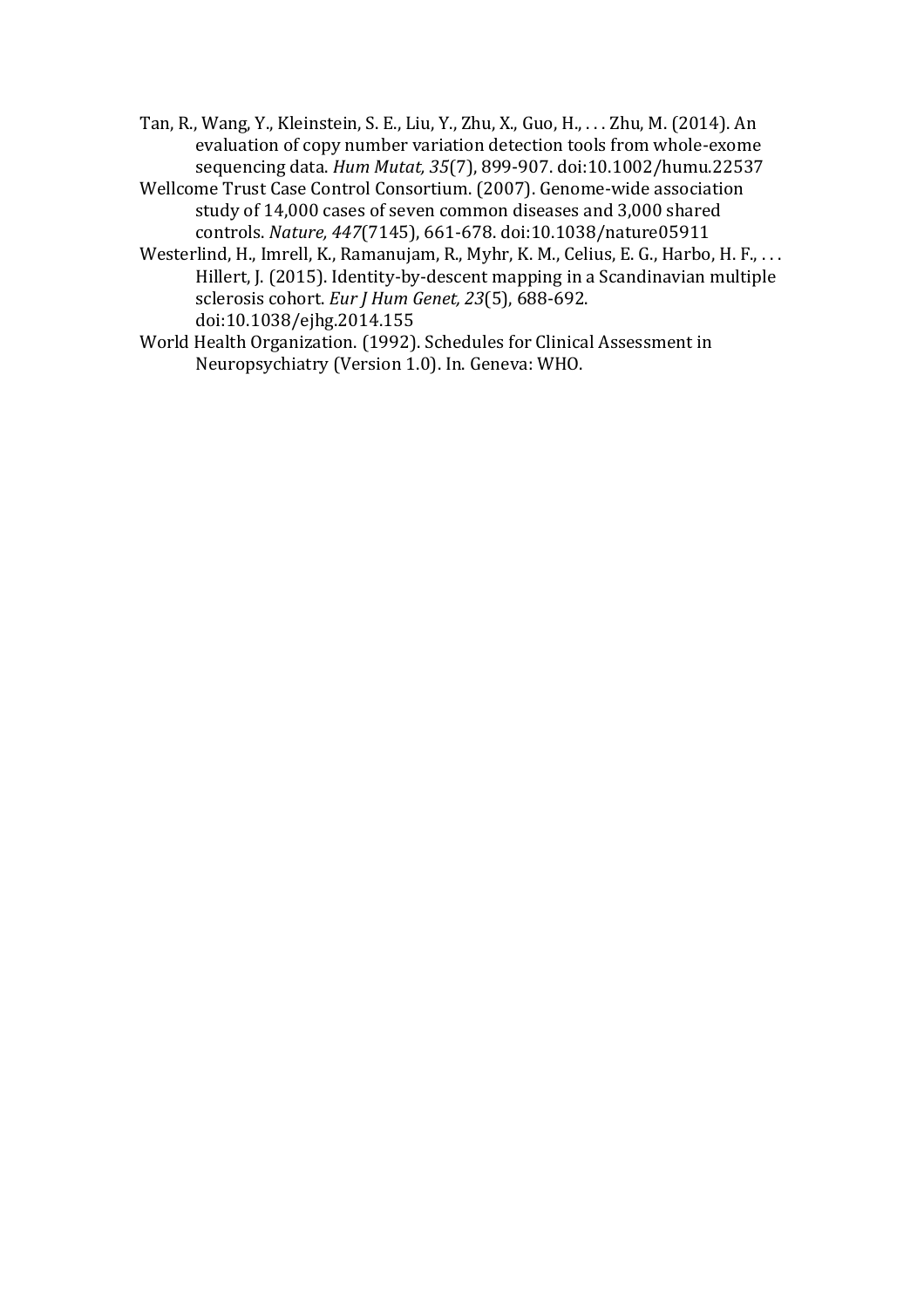Tan, R., Wang, Y., Kleinstein, S. E., Liu, Y., Zhu, X., Guo, H., . . . Zhu, M. (2014). An evaluation of copy number variation detection tools from whole-exome sequencing data. *Hum Mutat, 35*(7), 899-907. doi:10.1002/humu.22537

Wellcome Trust Case Control Consortium. (2007). Genome-wide association study of 14,000 cases of seven common diseases and 3,000 shared controls. *Nature, 447*(7145), 661-678. doi:10.1038/nature05911

Westerlind, H., Imrell, K., Ramanujam, R., Myhr, K. M., Celius, E. G., Harbo, H. F., . . . Hillert, J. (2015). Identity-by-descent mapping in a Scandinavian multiple sclerosis cohort. *Eur J Hum Genet, 23*(5), 688-692. doi:10.1038/ejhg.2014.155

World Health Organization. (1992). Schedules for Clinical Assessment in Neuropsychiatry (Version 1.0). In. Geneva: WHO.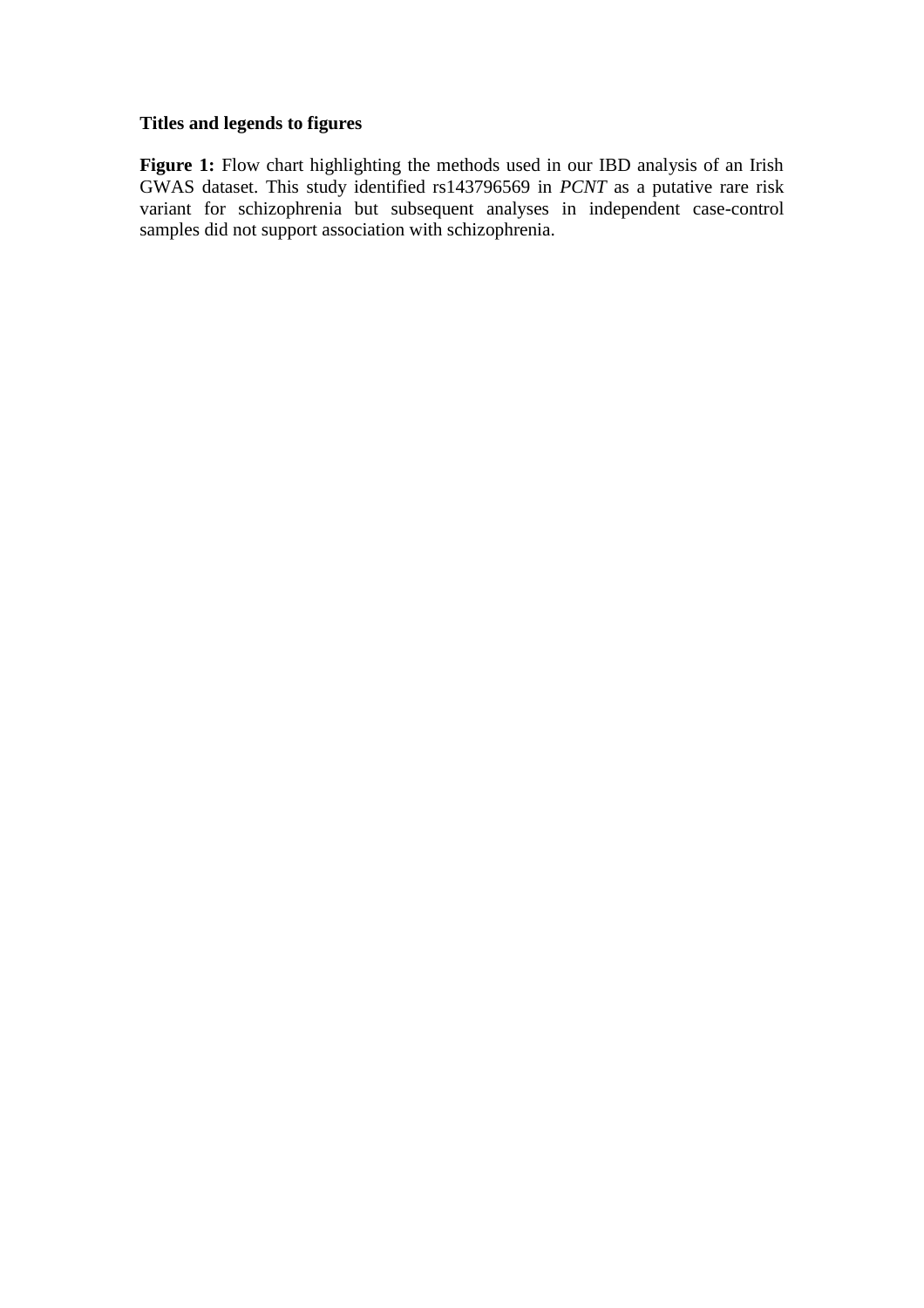**Titles and legends to figures**

**Figure 1:** Flow chart highlighting the methods used in our IBD analysis of an Irish GWAS dataset. This study identified rs143796569 in *PCNT* as a putative rare risk variant for schizophrenia but subsequent analyses in independent case-control samples did not support association with schizophrenia.